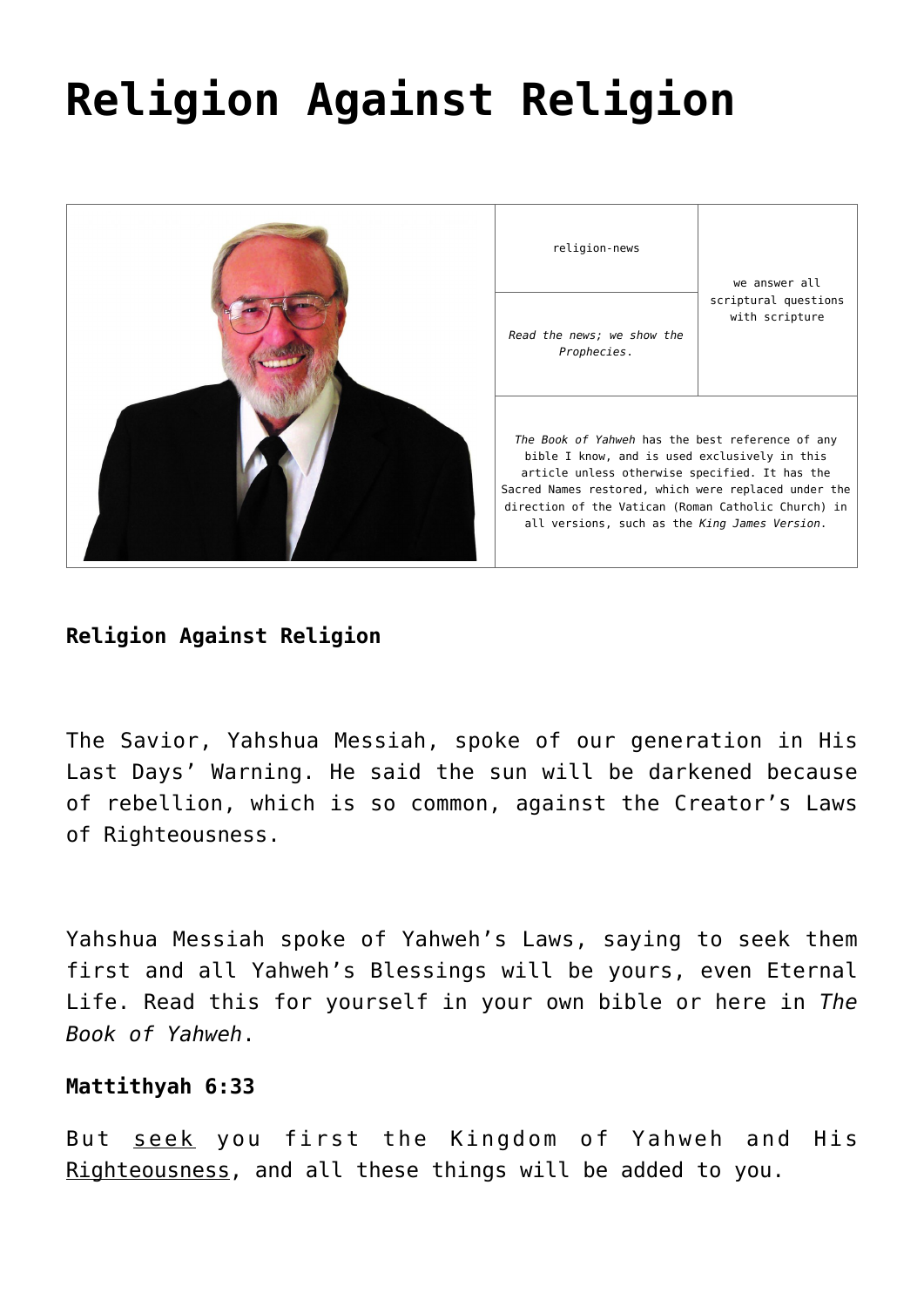# Religion Against Religion

| | religion-news | we answer all scriptural questions with scripture |
|---|---|---|
| | *Read the news; we show the Prophecies.* | |
| | *The Book of Yahweh* has the best reference of any bible I know, and is used exclusively in this article unless otherwise specified. It has the Sacred Names restored, which were replaced under the direction of the Vatican (Roman Catholic Church) in all versions, such as the *King James Version*. | |

**Religion Against Religion**

The Savior, Yahshua Messiah, spoke of our generation in His Last Days' Warning. He said the sun will be darkened because of rebellion, which is so common, against the Creator's Laws of Righteousness.

Yahshua Messiah spoke of Yahweh's Laws, saying to seek them first and all Yahweh's Blessings will be yours, even Eternal Life. Read this for yourself in your own bible or here in *The Book of Yahweh*.

**Mattithyah 6:33**

But seek you first the Kingdom of Yahweh and His Righteousness, and all these things will be added to you.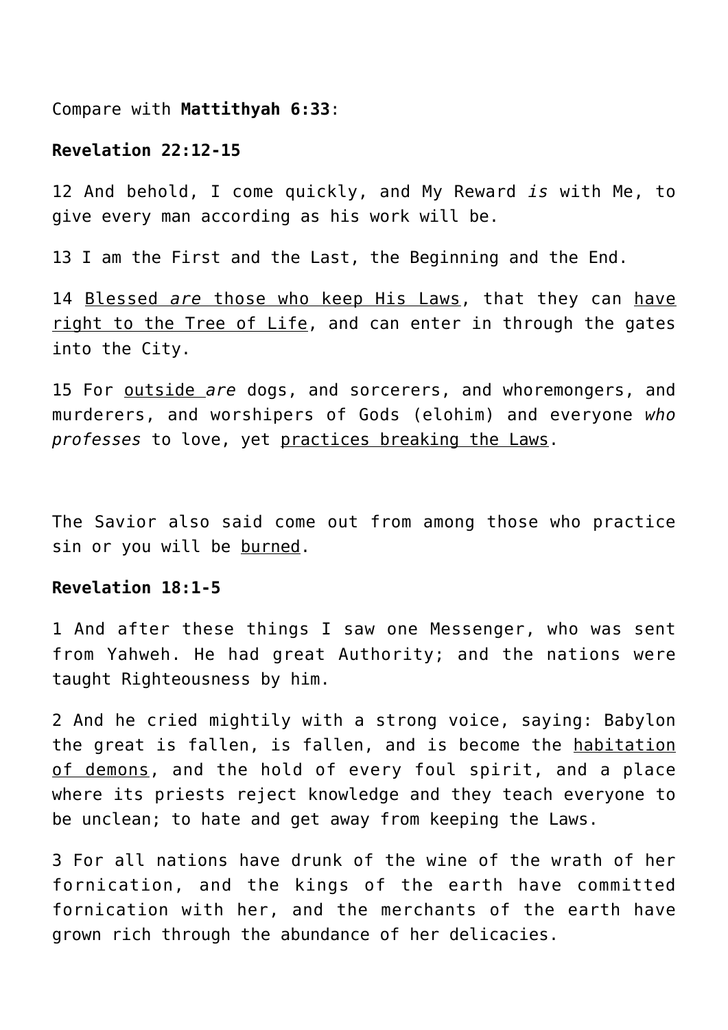Compare with **Mattithyah 6:33**:

**Revelation 22:12-15**

12 And behold, I come quickly, and My Reward *is* with Me, to give every man according as his work will be.

13 I am the First and the Last, the Beginning and the End.

14 <u>Blessed *are* those who keep His Laws</u>, that they can <u>have right to the Tree of Life</u>, and can enter in through the gates into the City.

15 For <u>outside *are*</u> dogs, and sorcerers, and whoremongers, and murderers, and worshipers of Gods (elohim) and everyone *who professes* to love, yet <u>practices breaking the Laws</u>.

The Savior also said come out from among those who practice sin or you will be <u>burned</u>.

**Revelation 18:1-5**

1 And after these things I saw one Messenger, who was sent from Yahweh. He had great Authority; and the nations were taught Righteousness by him.

2 And he cried mightily with a strong voice, saying: Babylon the great is fallen, is fallen, and is become the <u>habitation of demons</u>, and the hold of every foul spirit, and a place where its priests reject knowledge and they teach everyone to be unclean; to hate and get away from keeping the Laws.

3 For all nations have drunk of the wine of the wrath of her fornication, and the kings of the earth have committed fornication with her, and the merchants of the earth have grown rich through the abundance of her delicacies.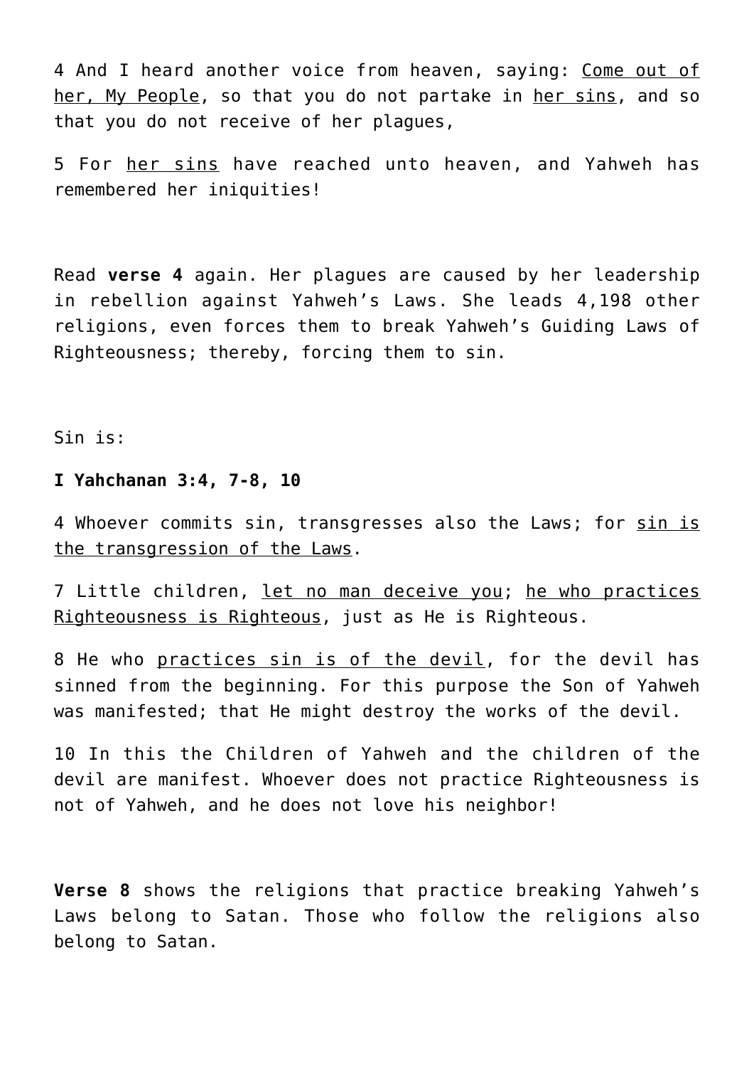4 And I heard another voice from heaven, saying: <u>Come out of her, My People</u>, so that you do not partake in <u>her sins</u>, and so that you do not receive of her plagues,

5 For <u>her sins</u> have reached unto heaven, and Yahweh has remembered her iniquities!

Read **verse 4** again. Her plagues are caused by her leadership in rebellion against Yahweh's Laws. She leads 4,198 other religions, even forces them to break Yahweh's Guiding Laws of Righteousness; thereby, forcing them to sin.

Sin is:

**I Yahchanan 3:4, 7-8, 10**

4 Whoever commits sin, transgresses also the Laws; for <u>sin is the transgression of the Laws</u>.

7 Little children, <u>let no man deceive you</u>; <u>he who practices Righteousness is Righteous</u>, just as He is Righteous.

8 He who <u>practices sin is of the devil</u>, for the devil has sinned from the beginning. For this purpose the Son of Yahweh was manifested; that He might destroy the works of the devil.

10 In this the Children of Yahweh and the children of the devil are manifest. Whoever does not practice Righteousness is not of Yahweh, and he does not love his neighbor!

**Verse 8** shows the religions that practice breaking Yahweh's Laws belong to Satan. Those who follow the religions also belong to Satan.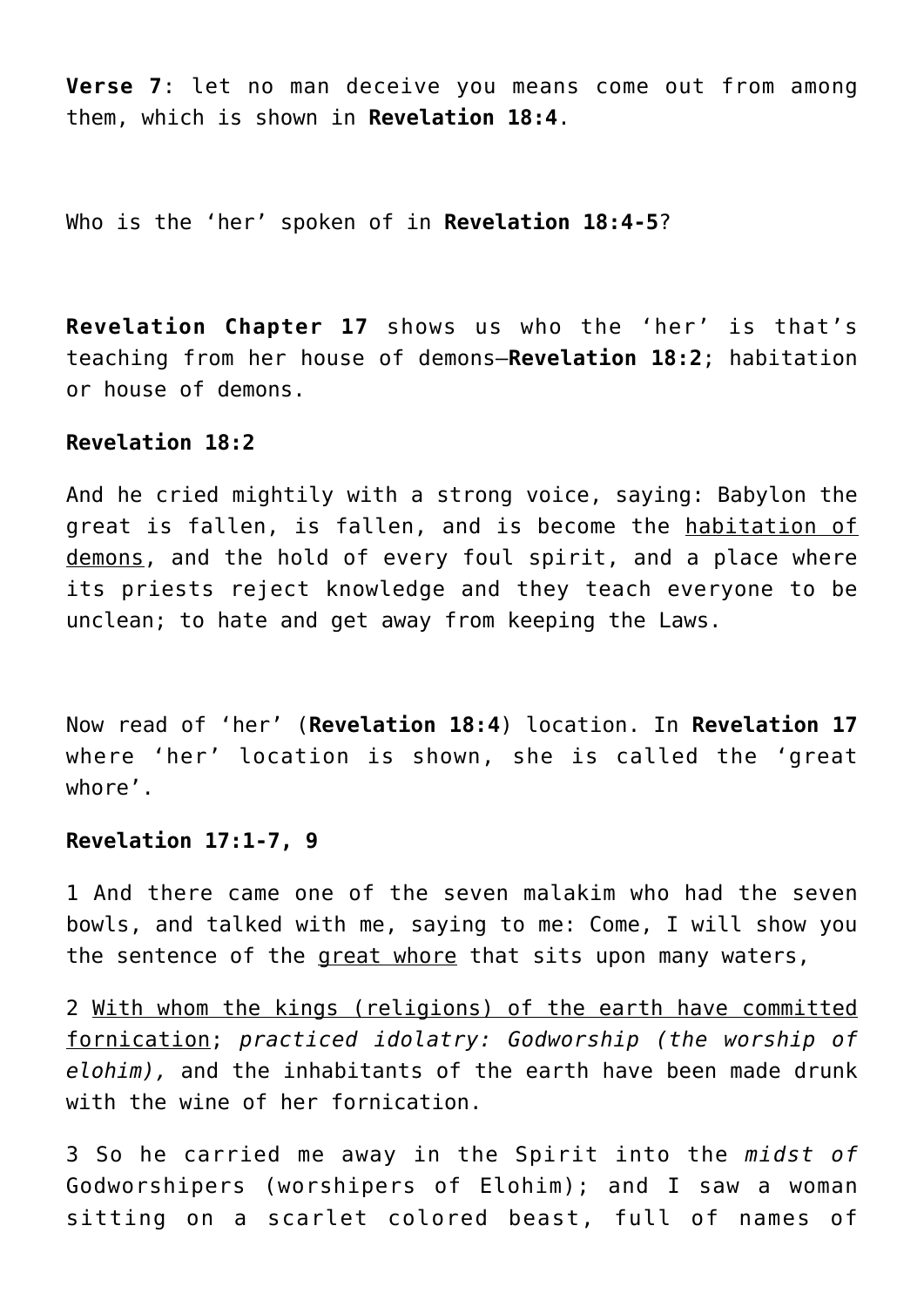**Verse 7**: let no man deceive you means come out from among them, which is shown in **Revelation 18:4**.

Who is the 'her' spoken of in **Revelation 18:4-5**?

**Revelation Chapter 17** shows us who the 'her' is that's teaching from her house of demons—**Revelation 18:2**; habitation or house of demons.

**Revelation 18:2**

And he cried mightily with a strong voice, saying: Babylon the great is fallen, is fallen, and is become the <u>habitation of demons</u>, and the hold of every foul spirit, and a place where its priests reject knowledge and they teach everyone to be unclean; to hate and get away from keeping the Laws.

Now read of 'her' (**Revelation 18:4**) location. In **Revelation 17** where 'her' location is shown, she is called the 'great whore'.

**Revelation 17:1-7, 9**

1 And there came one of the seven malakim who had the seven bowls, and talked with me, saying to me: Come, I will show you the sentence of the <u>great whore</u> that sits upon many waters,

2 <u>With whom the kings (religions) of the earth have committed fornication</u>; *practiced idolatry: Godworship (the worship of elohim),* and the inhabitants of the earth have been made drunk with the wine of her fornication.

3 So he carried me away in the Spirit into the *midst of* Godworshipers (worshipers of Elohim); and I saw a woman sitting on a scarlet colored beast, full of names of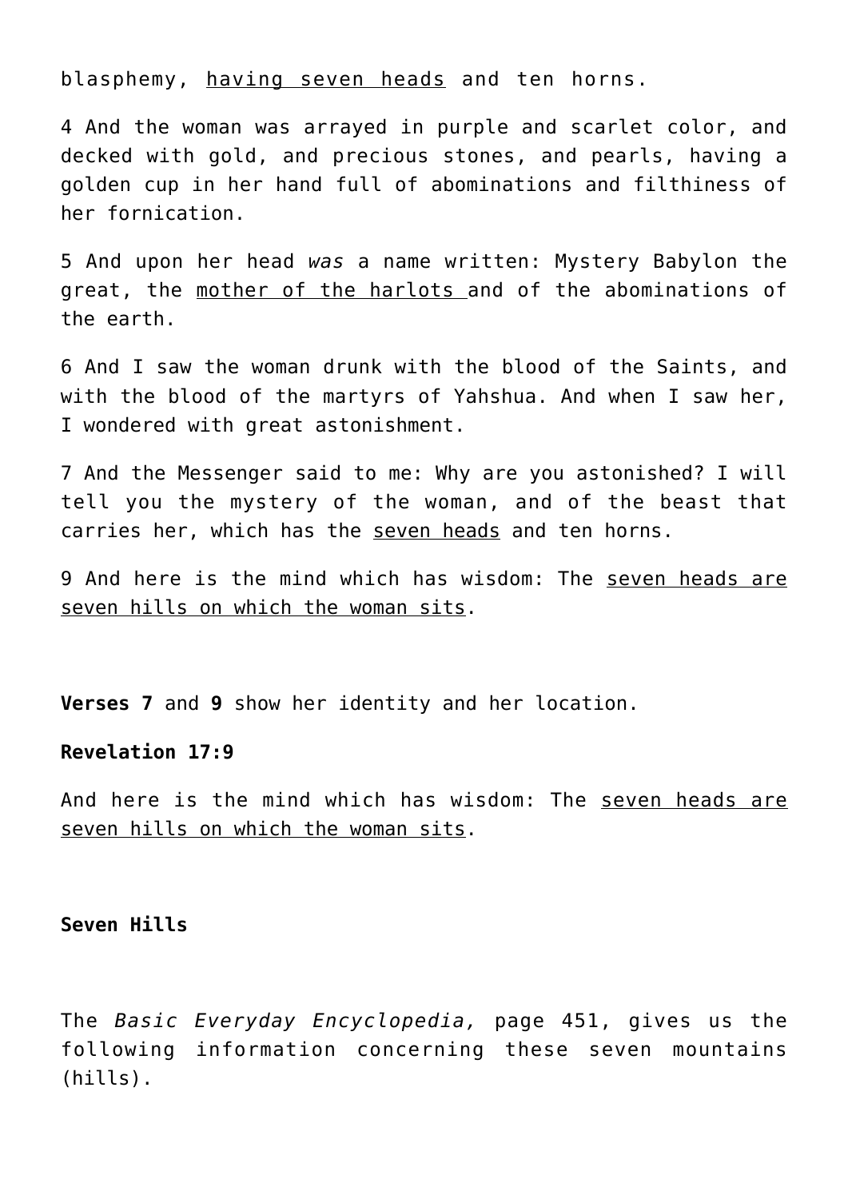blasphemy, <u>having seven heads</u> and ten horns.

4 And the woman was arrayed in purple and scarlet color, and decked with gold, and precious stones, and pearls, having a golden cup in her hand full of abominations and filthiness of her fornication.

5 And upon her head *was* a name written: Mystery Babylon the great, the <u>mother of the harlots </u>and of the abominations of the earth.

6 And I saw the woman drunk with the blood of the Saints, and with the blood of the martyrs of Yahshua. And when I saw her, I wondered with great astonishment.

7 And the Messenger said to me: Why are you astonished? I will tell you the mystery of the woman, and of the beast that carries her, which has the <u>seven heads</u> and ten horns.

9 And here is the mind which has wisdom: The <u>seven heads are seven hills on which the woman sits</u>.

**Verses 7** and **9** show her identity and her location.

**Revelation 17:9**

And here is the mind which has wisdom: The <u>seven heads are seven hills on which the woman sits</u>.

**Seven Hills**

The *Basic Everyday Encyclopedia,* page 451, gives us the following information concerning these seven mountains (hills).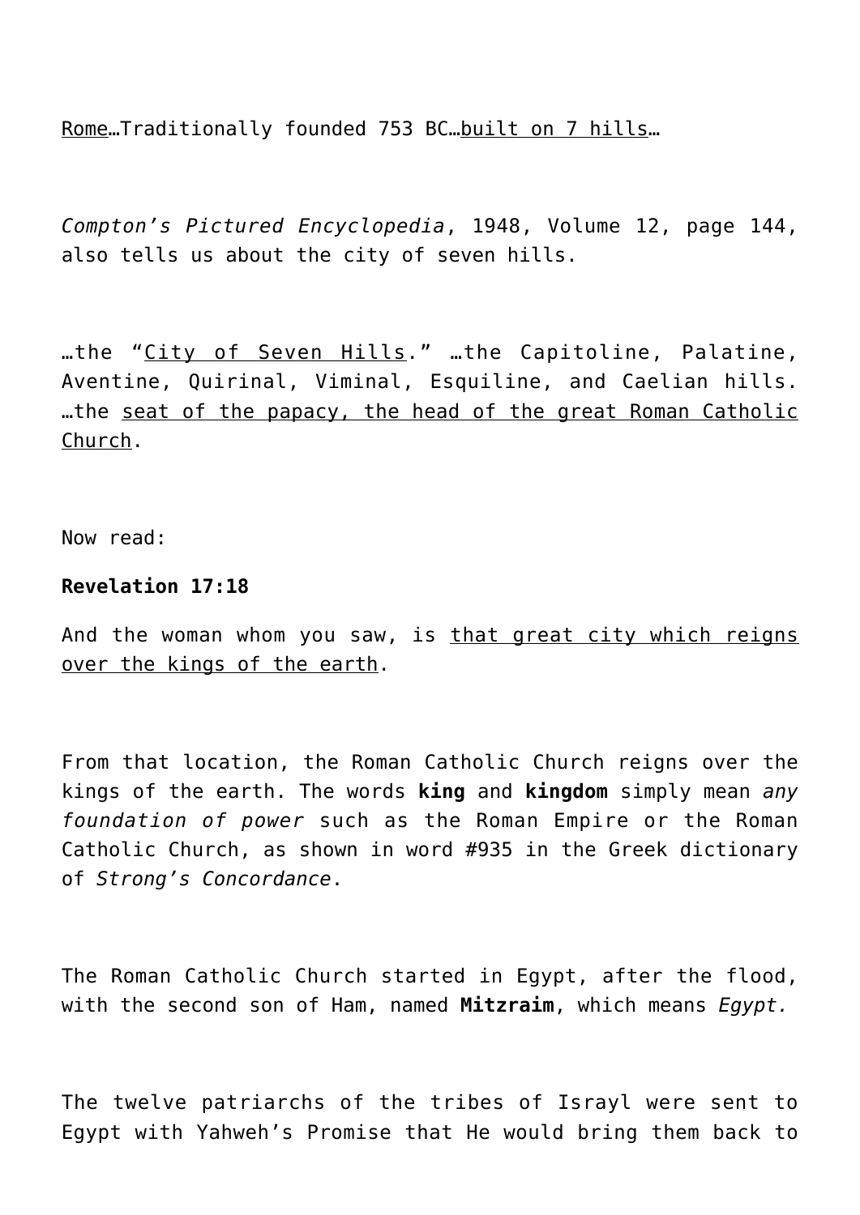<u>Rome</u>…Traditionally founded 753 BC…<u>built on 7 hills</u>…

*Compton's Pictured Encyclopedia*, 1948, Volume 12, page 144, also tells us about the city of seven hills.

…the "<u>City of Seven Hills</u>." …the Capitoline, Palatine, Aventine, Quirinal, Viminal, Esquiline, and Caelian hills. …the <u>seat of the papacy, the head of the great Roman Catholic Church</u>.

Now read:

**Revelation 17:18**

And the woman whom you saw, is <u>that great city which reigns over the kings of the earth</u>.

From that location, the Roman Catholic Church reigns over the kings of the earth. The words **king** and **kingdom** simply mean *any foundation of power* such as the Roman Empire or the Roman Catholic Church, as shown in word #935 in the Greek dictionary of *Strong's Concordance*.

The Roman Catholic Church started in Egypt, after the flood, with the second son of Ham, named **Mitzraim**, which means *Egypt.*

The twelve patriarchs of the tribes of Israyl were sent to Egypt with Yahweh's Promise that He would bring them back to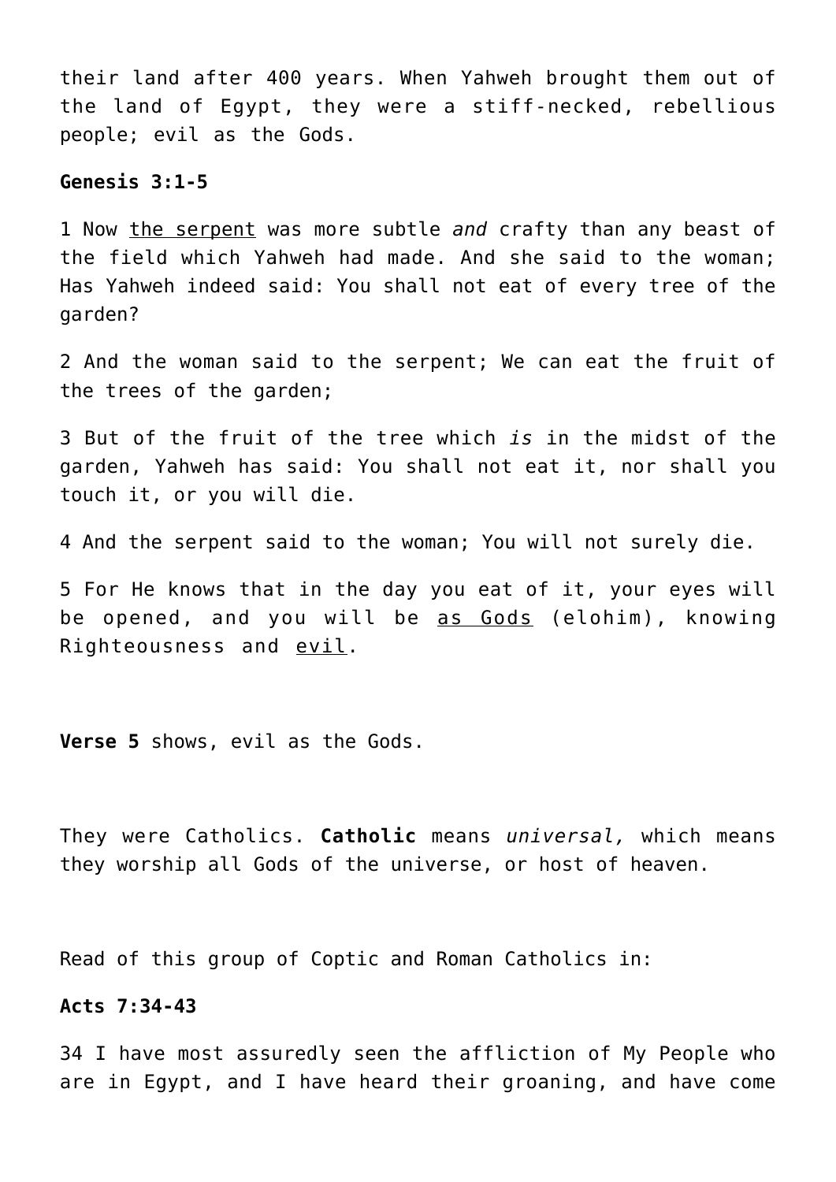their land after 400 years. When Yahweh brought them out of the land of Egypt, they were a stiff-necked, rebellious people; evil as the Gods.

**Genesis 3:1-5**

1 Now <u>the serpent</u> was more subtle *and* crafty than any beast of the field which Yahweh had made. And she said to the woman; Has Yahweh indeed said: You shall not eat of every tree of the garden?

2 And the woman said to the serpent; We can eat the fruit of the trees of the garden;

3 But of the fruit of the tree which *is* in the midst of the garden, Yahweh has said: You shall not eat it, nor shall you touch it, or you will die.

4 And the serpent said to the woman; You will not surely die.

5 For He knows that in the day you eat of it, your eyes will be opened, and you will be <u>as Gods</u> (elohim), knowing Righteousness and <u>evil</u>.

**Verse 5** shows, evil as the Gods.

They were Catholics. **Catholic** means *universal,* which means they worship all Gods of the universe, or host of heaven.

Read of this group of Coptic and Roman Catholics in:

**Acts 7:34-43**

34 I have most assuredly seen the affliction of My People who are in Egypt, and I have heard their groaning, and have come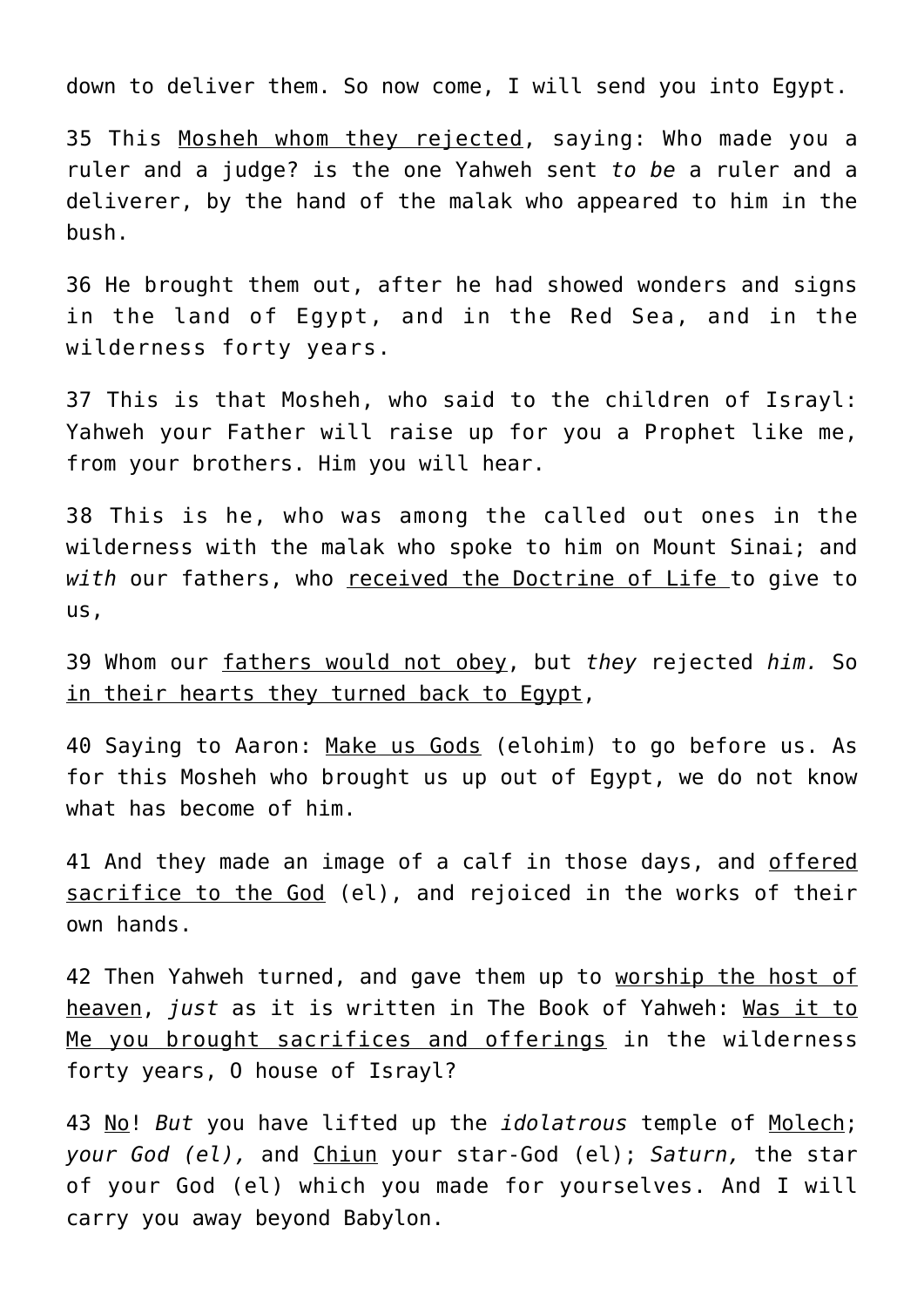down to deliver them. So now come, I will send you into Egypt.

35 This <u>Mosheh whom they rejected</u>, saying: Who made you a ruler and a judge? is the one Yahweh sent *to be* a ruler and a deliverer, by the hand of the malak who appeared to him in the bush.

36 He brought them out, after he had showed wonders and signs in the land of Egypt, and in the Red Sea, and in the wilderness forty years.

37 This is that Mosheh, who said to the children of Israyl: Yahweh your Father will raise up for you a Prophet like me, from your brothers. Him you will hear.

38 This is he, who was among the called out ones in the wilderness with the malak who spoke to him on Mount Sinai; and *with* our fathers, who <u>received the Doctrine of Life</u> to give to us,

39 Whom our <u>fathers would not obey</u>, but *they* rejected *him.* So <u>in their hearts they turned back to Egypt</u>,

40 Saying to Aaron: <u>Make us Gods</u> (elohim) to go before us. As for this Mosheh who brought us up out of Egypt, we do not know what has become of him.

41 And they made an image of a calf in those days, and <u>offered sacrifice to the God</u> (el), and rejoiced in the works of their own hands.

42 Then Yahweh turned, and gave them up to <u>worship the host of heaven</u>, *just* as it is written in The Book of Yahweh: <u>Was it to Me you brought sacrifices and offerings</u> in the wilderness forty years, O house of Israyl?

43 <u>No</u>! *But* you have lifted up the *idolatrous* temple of <u>Molech</u>; *your God (el),* and <u>Chiun</u> your star-God (el); *Saturn,* the star of your God (el) which you made for yourselves. And I will carry you away beyond Babylon.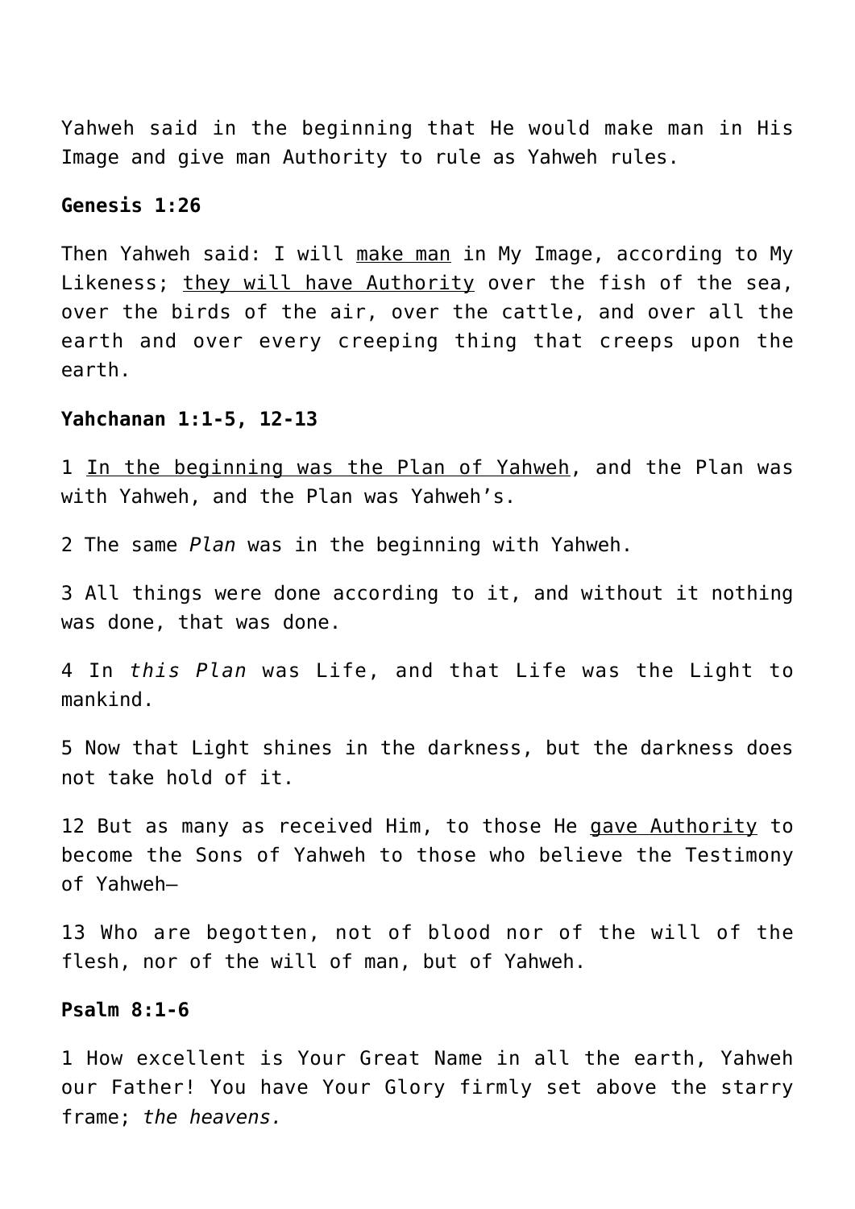Yahweh said in the beginning that He would make man in His Image and give man Authority to rule as Yahweh rules.

**Genesis 1:26**

Then Yahweh said: I will <u>make man</u> in My Image, according to My Likeness; <u>they will have Authority</u> over the fish of the sea, over the birds of the air, over the cattle, and over all the earth and over every creeping thing that creeps upon the earth.

**Yahchanan 1:1-5, 12-13**

1 <u>In the beginning was the Plan of Yahweh</u>, and the Plan was with Yahweh, and the Plan was Yahweh's.

2 The same *Plan* was in the beginning with Yahweh.

3 All things were done according to it, and without it nothing was done, that was done.

4 In *this Plan* was Life, and that Life was the Light to mankind.

5 Now that Light shines in the darkness, but the darkness does not take hold of it.

12 But as many as received Him, to those He <u>gave Authority</u> to become the Sons of Yahweh to those who believe the Testimony of Yahweh—

13 Who are begotten, not of blood nor of the will of the flesh, nor of the will of man, but of Yahweh.

**Psalm 8:1-6**

1 How excellent is Your Great Name in all the earth, Yahweh our Father! You have Your Glory firmly set above the starry frame; *the heavens.*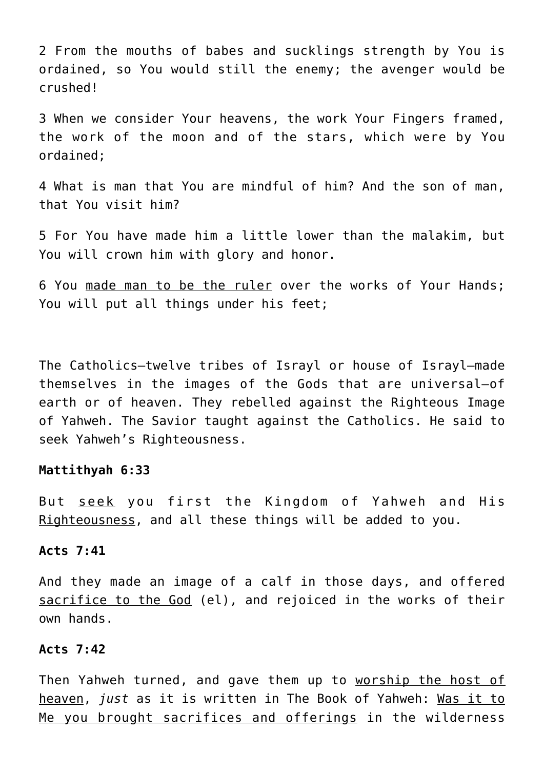2 From the mouths of babes and sucklings strength by You is ordained, so You would still the enemy; the avenger would be crushed!

3 When we consider Your heavens, the work Your Fingers framed, the work of the moon and of the stars, which were by You ordained;

4 What is man that You are mindful of him? And the son of man, that You visit him?

5 For You have made him a little lower than the malakim, but You will crown him with glory and honor.

6 You <u>made man to be the ruler</u> over the works of Your Hands; You will put all things under his feet;

The Catholics—twelve tribes of Israyl or house of Israyl—made themselves in the images of the Gods that are universal—of earth or of heaven. They rebelled against the Righteous Image of Yahweh. The Savior taught against the Catholics. He said to seek Yahweh's Righteousness.

**Mattithyah 6:33**

But <u>seek</u> you first the Kingdom of Yahweh and His <u>Righteousness</u>, and all these things will be added to you.

**Acts 7:41**

And they made an image of a calf in those days, and <u>offered sacrifice to the God</u> (el), and rejoiced in the works of their own hands.

**Acts 7:42**

Then Yahweh turned, and gave them up to <u>worship the host of heaven</u>, *just* as it is written in The Book of Yahweh: <u>Was it to Me you brought sacrifices and offerings</u> in the wilderness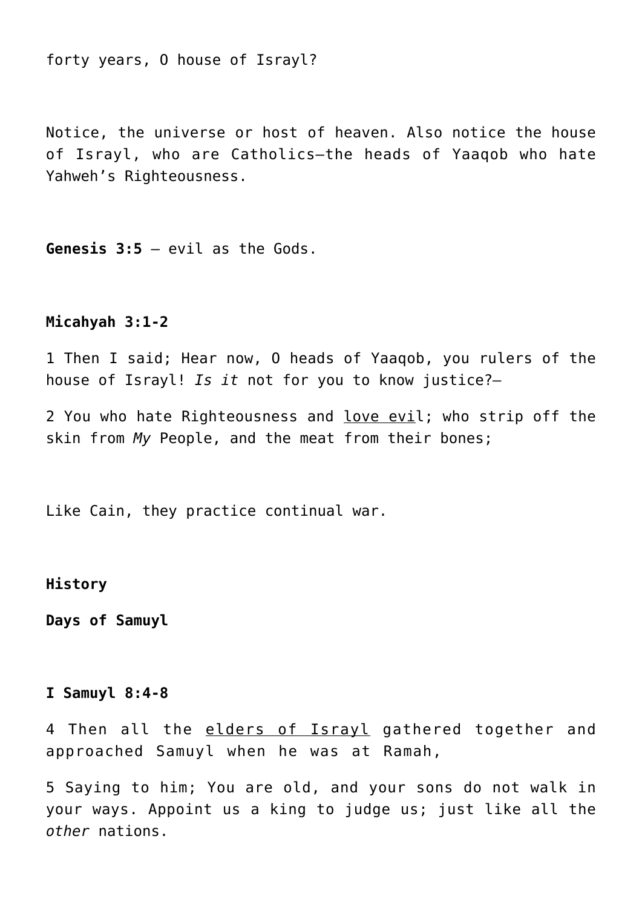forty years, O house of Israyl?

Notice, the universe or host of heaven. Also notice the house of Israyl, who are Catholics—the heads of Yaaqob who hate Yahweh's Righteousness.

**Genesis 3:5** – evil as the Gods.

**Micahyah 3:1-2**

1 Then I said; Hear now, O heads of Yaaqob, you rulers of the house of Israyl! *Is it* not for you to know justice?—

2 You who hate Righteousness and <u>love evi</u>l; who strip off the skin from *My* People, and the meat from their bones;

Like Cain, they practice continual war.

**History**

**Days of Samuyl**

**I Samuyl 8:4-8**

4 Then all the <u>elders of Israyl</u> gathered together and approached Samuyl when he was at Ramah,

5 Saying to him; You are old, and your sons do not walk in your ways. Appoint us a king to judge us; just like all the *other* nations.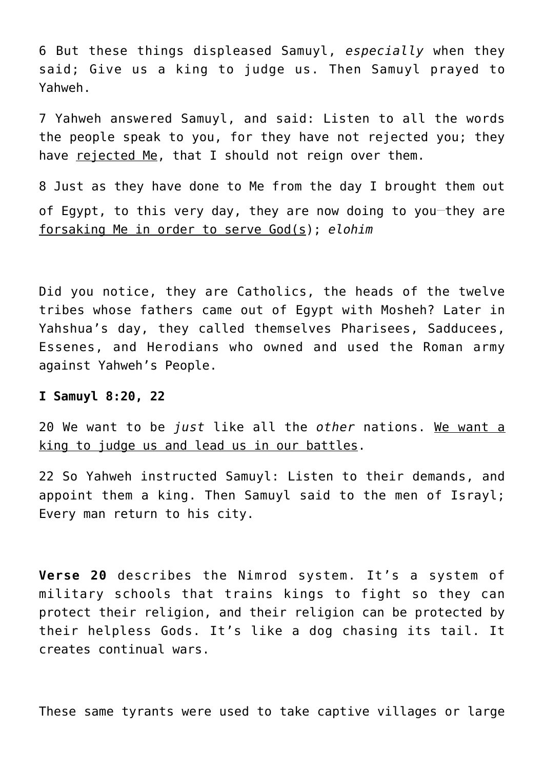6 But these things displeased Samuyl, *especially* when they said; Give us a king to judge us. Then Samuyl prayed to Yahweh.

7 Yahweh answered Samuyl, and said: Listen to all the words the people speak to you, for they have not rejected you; they have rejected Me, that I should not reign over them.

8 Just as they have done to Me from the day I brought them out of Egypt, to this very day, they are now doing to you—they are forsaking Me in order to serve God(s); *elohim*

Did you notice, they are Catholics, the heads of the twelve tribes whose fathers came out of Egypt with Mosheh? Later in Yahshua's day, they called themselves Pharisees, Sadducees, Essenes, and Herodians who owned and used the Roman army against Yahweh's People.

**I Samuyl 8:20, 22**

20 We want to be *just* like all the *other* nations. We want a king to judge us and lead us in our battles.

22 So Yahweh instructed Samuyl: Listen to their demands, and appoint them a king. Then Samuyl said to the men of Israyl; Every man return to his city.

**Verse 20** describes the Nimrod system. It's a system of military schools that trains kings to fight so they can protect their religion, and their religion can be protected by their helpless Gods. It's like a dog chasing its tail. It creates continual wars.

These same tyrants were used to take captive villages or large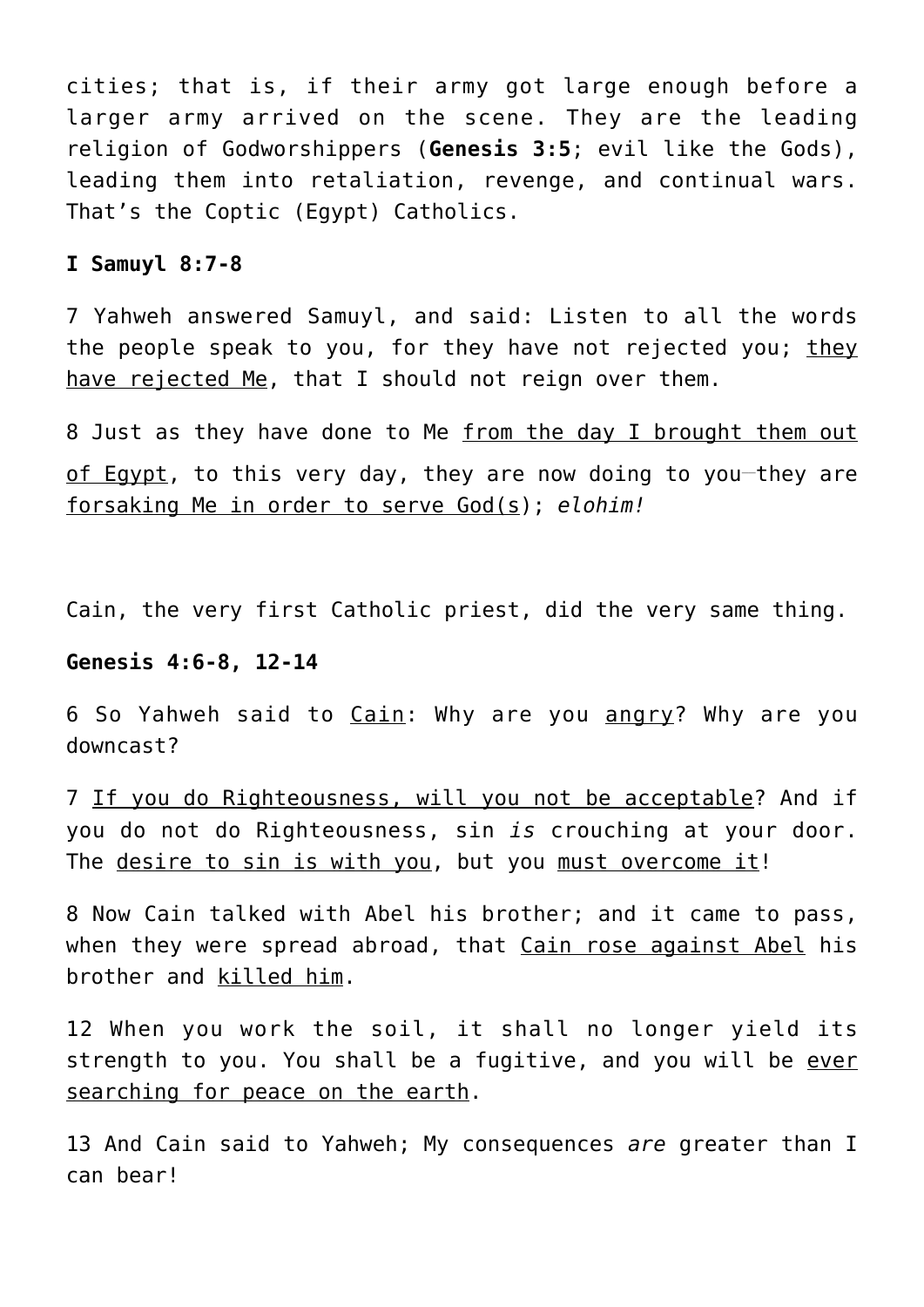cities; that is, if their army got large enough before a larger army arrived on the scene. They are the leading religion of Godworshippers (**Genesis 3:5**; evil like the Gods), leading them into retaliation, revenge, and continual wars. That's the Coptic (Egypt) Catholics.

**I Samuyl 8:7-8**

7 Yahweh answered Samuyl, and said: Listen to all the words the people speak to you, for they have not rejected you; <u>they have rejected Me</u>, that I should not reign over them.

8 Just as they have done to Me <u>from the day I brought them out of Egypt</u>, to this very day, they are now doing to you—they are <u>forsaking Me in order to serve God(s)</u>; *elohim!*

Cain, the very first Catholic priest, did the very same thing.

**Genesis 4:6-8, 12-14**

6 So Yahweh said to <u>Cain</u>: Why are you <u>angry</u>? Why are you downcast?

7 <u>If you do Righteousness, will you not be acceptable</u>? And if you do not do Righteousness, sin *is* crouching at your door. The <u>desire to sin is with you</u>, but you <u>must overcome it</u>!

8 Now Cain talked with Abel his brother; and it came to pass, when they were spread abroad, that <u>Cain rose against Abel</u> his brother and <u>killed him</u>.

12 When you work the soil, it shall no longer yield its strength to you. You shall be a fugitive, and you will be <u>ever searching for peace on the earth</u>.

13 And Cain said to Yahweh; My consequences *are* greater than I can bear!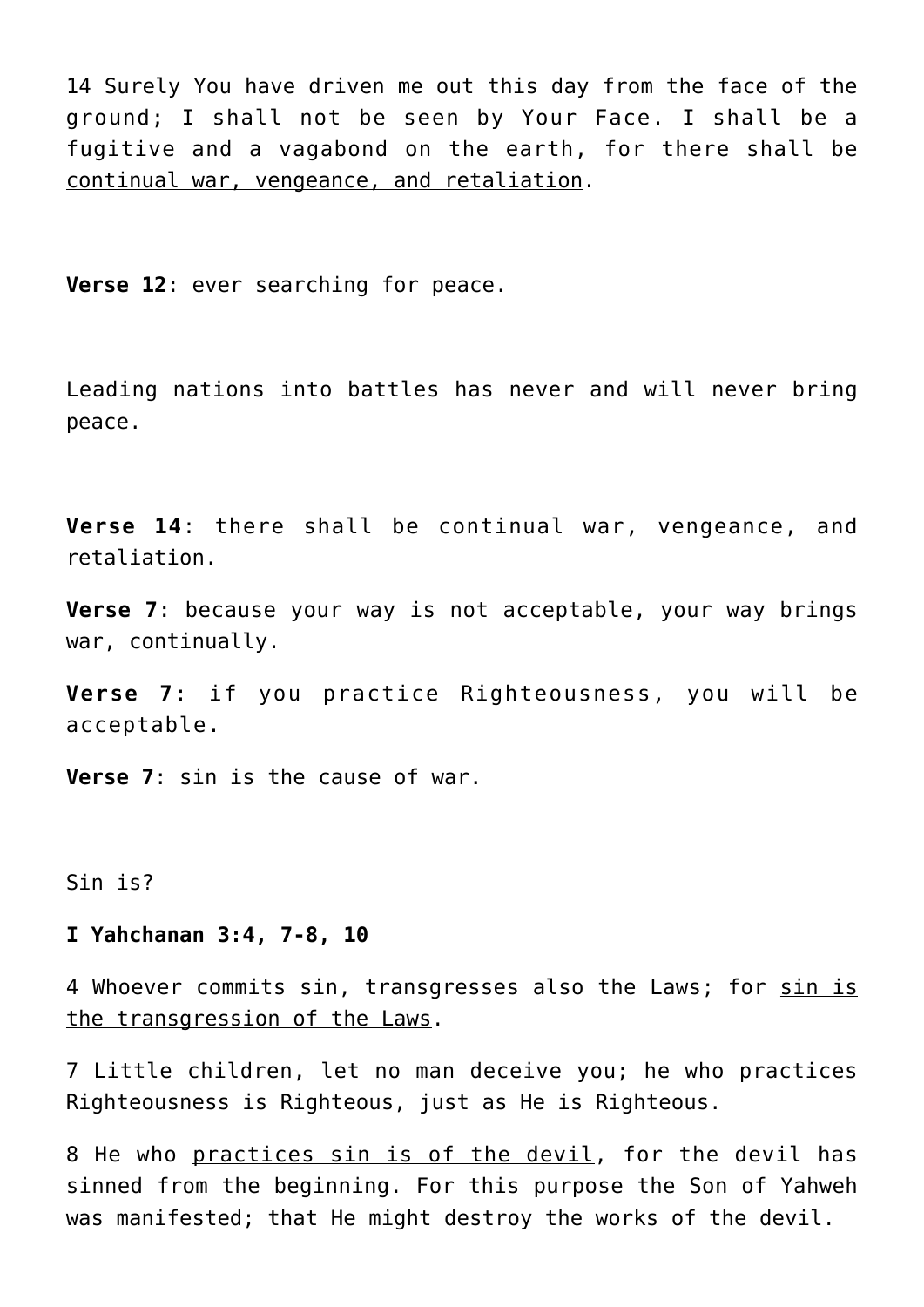14 Surely You have driven me out this day from the face of the ground; I shall not be seen by Your Face. I shall be a fugitive and a vagabond on the earth, for there shall be <u>continual war, vengeance, and retaliation</u>.

**Verse 12**: ever searching for peace.

Leading nations into battles has never and will never bring peace.

**Verse 14**: there shall be continual war, vengeance, and retaliation.

**Verse 7**: because your way is not acceptable, your way brings war, continually.

**Verse 7**: if you practice Righteousness, you will be acceptable.

**Verse 7**: sin is the cause of war.

Sin is?

**I Yahchanan 3:4, 7-8, 10**

4 Whoever commits sin, transgresses also the Laws; for <u>sin is the transgression of the Laws</u>.

7 Little children, let no man deceive you; he who practices Righteousness is Righteous, just as He is Righteous.

8 He who <u>practices sin is of the devil</u>, for the devil has sinned from the beginning. For this purpose the Son of Yahweh was manifested; that He might destroy the works of the devil.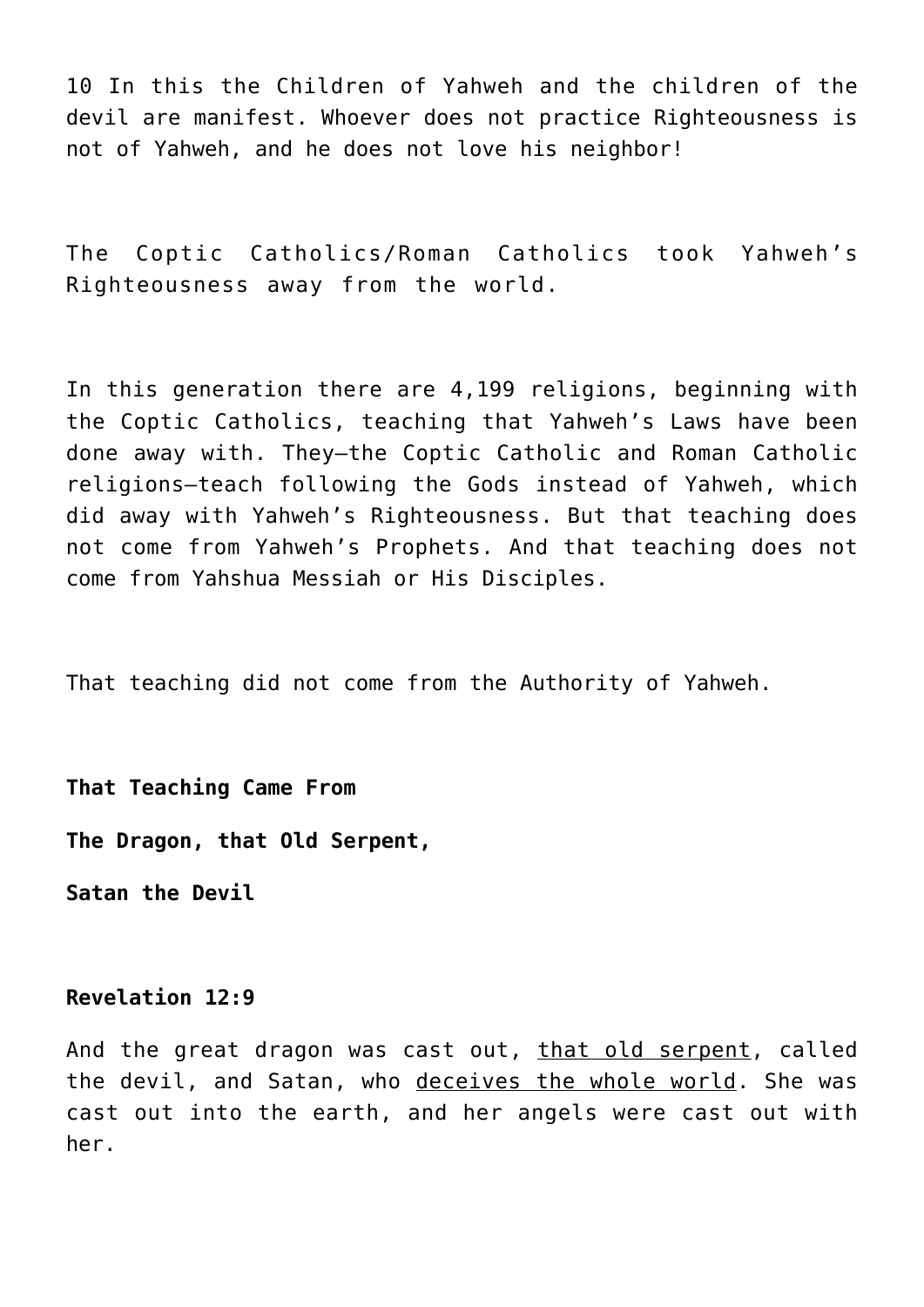10 In this the Children of Yahweh and the children of the devil are manifest. Whoever does not practice Righteousness is not of Yahweh, and he does not love his neighbor!

The Coptic Catholics/Roman Catholics took Yahweh's Righteousness away from the world.

In this generation there are 4,199 religions, beginning with the Coptic Catholics, teaching that Yahweh's Laws have been done away with. They—the Coptic Catholic and Roman Catholic religions—teach following the Gods instead of Yahweh, which did away with Yahweh's Righteousness. But that teaching does not come from Yahweh's Prophets. And that teaching does not come from Yahshua Messiah or His Disciples.

That teaching did not come from the Authority of Yahweh.

**That Teaching Came From**

**The Dragon, that Old Serpent,**

**Satan the Devil**

**Revelation 12:9**

And the great dragon was cast out, <u>that old serpent</u>, called the devil, and Satan, who <u>deceives the whole world</u>. She was cast out into the earth, and her angels were cast out with her.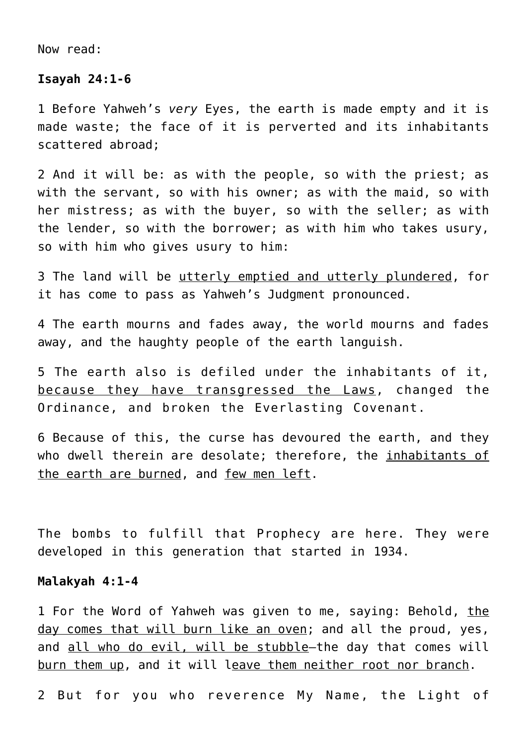Now read:

**Isayah 24:1-6**

1 Before Yahweh's *very* Eyes, the earth is made empty and it is made waste; the face of it is perverted and its inhabitants scattered abroad;

2 And it will be: as with the people, so with the priest; as with the servant, so with his owner; as with the maid, so with her mistress; as with the buyer, so with the seller; as with the lender, so with the borrower; as with him who takes usury, so with him who gives usury to him:

3 The land will be <u>utterly emptied and utterly plundered</u>, for it has come to pass as Yahweh's Judgment pronounced.

4 The earth mourns and fades away, the world mourns and fades away, and the haughty people of the earth languish.

5 The earth also is defiled under the inhabitants of it, <u>because they have transgressed the Laws</u>, changed the Ordinance, and broken the Everlasting Covenant.

6 Because of this, the curse has devoured the earth, and they who dwell therein are desolate; therefore, the <u>inhabitants of the earth are burned</u>, and <u>few men left</u>.

The bombs to fulfill that Prophecy are here. They were developed in this generation that started in 1934.

**Malakyah 4:1-4**

1 For the Word of Yahweh was given to me, saying: Behold, <u>the day comes that will burn like an oven</u>; and all the proud, yes, and <u>all who do evil, will be stubble</u>—the day that comes will <u>burn them up</u>, and it will l<u>eave them neither root nor branch</u>.

2 But for you who reverence My Name, the Light of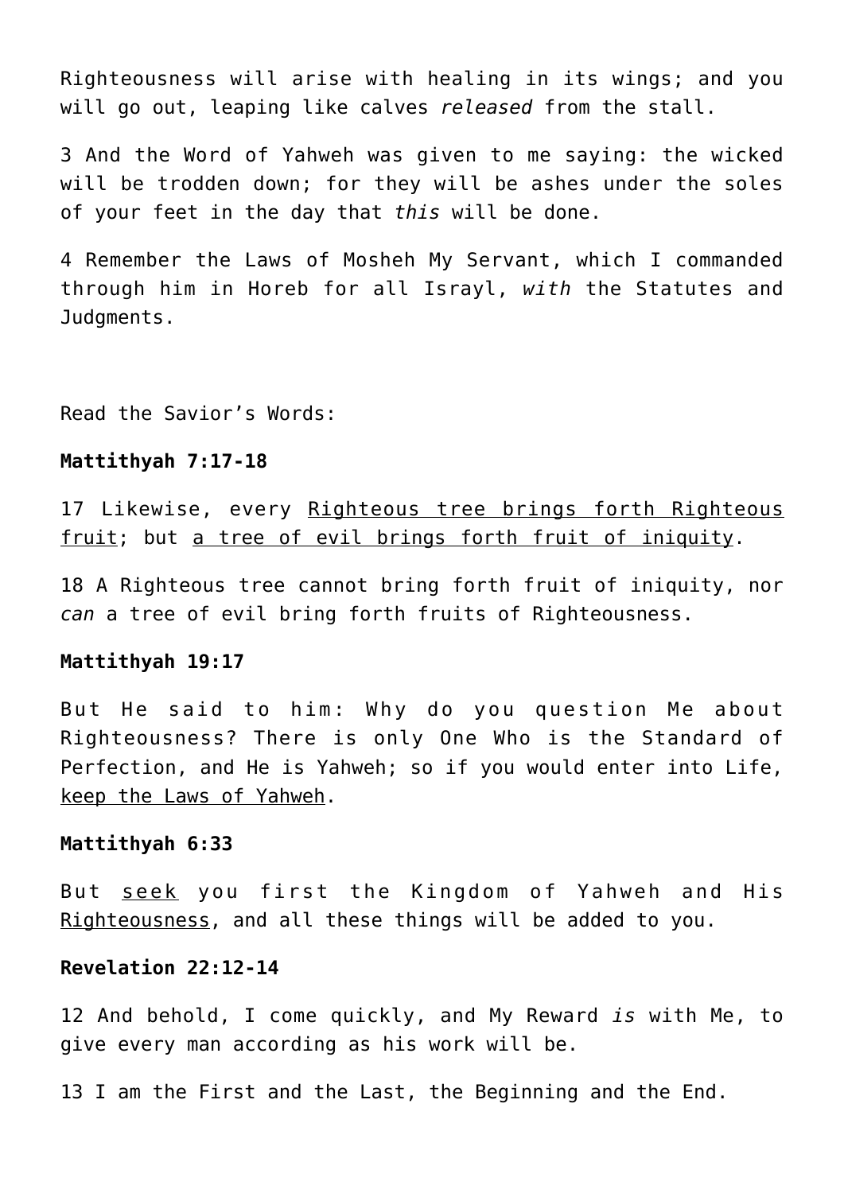Righteousness will arise with healing in its wings; and you will go out, leaping like calves *released* from the stall.

3 And the Word of Yahweh was given to me saying: the wicked will be trodden down; for they will be ashes under the soles of your feet in the day that *this* will be done.

4 Remember the Laws of Mosheh My Servant, which I commanded through him in Horeb for all Israyl, *with* the Statutes and Judgments.

Read the Savior's Words:

**Mattithyah 7:17-18**

17 Likewise, every <u>Righteous tree brings forth Righteous fruit</u>; but <u>a tree of evil brings forth fruit of iniquity</u>.

18 A Righteous tree cannot bring forth fruit of iniquity, nor *can* a tree of evil bring forth fruits of Righteousness.

**Mattithyah 19:17**

But He said to him: Why do you question Me about Righteousness? There is only One Who is the Standard of Perfection, and He is Yahweh; so if you would enter into Life, <u>keep the Laws of Yahweh</u>.

**Mattithyah 6:33**

But <u>seek</u> you first the Kingdom of Yahweh and His <u>Righteousness</u>, and all these things will be added to you.

**Revelation 22:12-14**

12 And behold, I come quickly, and My Reward *is* with Me, to give every man according as his work will be.

13 I am the First and the Last, the Beginning and the End.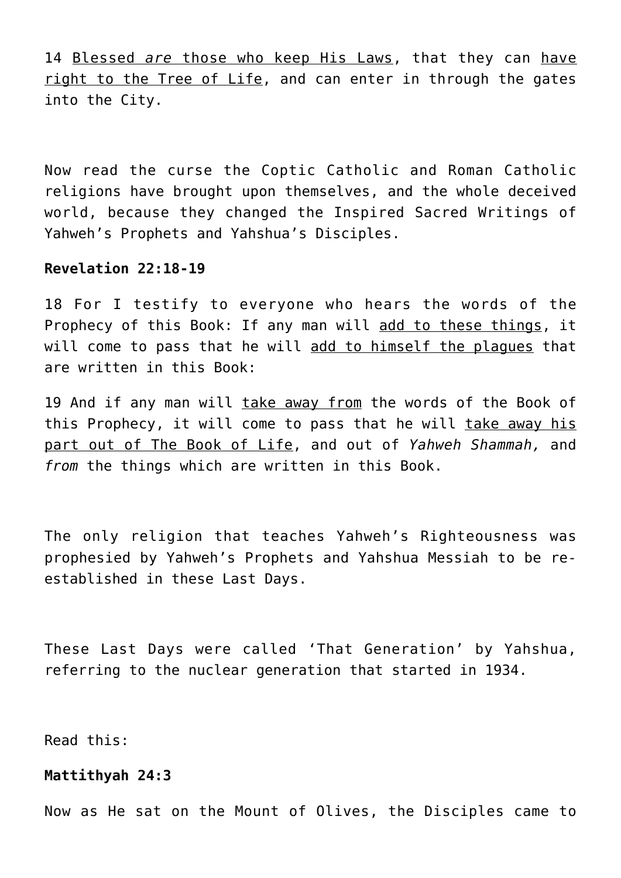14 <u>Blessed *are* those who keep His Laws</u>, that they can <u>have right to the Tree of Life</u>, and can enter in through the gates into the City.

Now read the curse the Coptic Catholic and Roman Catholic religions have brought upon themselves, and the whole deceived world, because they changed the Inspired Sacred Writings of Yahweh's Prophets and Yahshua's Disciples.

**Revelation 22:18-19**

18 For I testify to everyone who hears the words of the Prophecy of this Book: If any man will <u>add to these things</u>, it will come to pass that he will <u>add to himself the plagues</u> that are written in this Book:

19 And if any man will <u>take away from</u> the words of the Book of this Prophecy, it will come to pass that he will <u>take away his part out of The Book of Life</u>, and out of *Yahweh Shammah,* and *from* the things which are written in this Book.

The only religion that teaches Yahweh's Righteousness was prophesied by Yahweh's Prophets and Yahshua Messiah to be re-established in these Last Days.

These Last Days were called 'That Generation' by Yahshua, referring to the nuclear generation that started in 1934.

Read this:

**Mattithyah 24:3**

Now as He sat on the Mount of Olives, the Disciples came to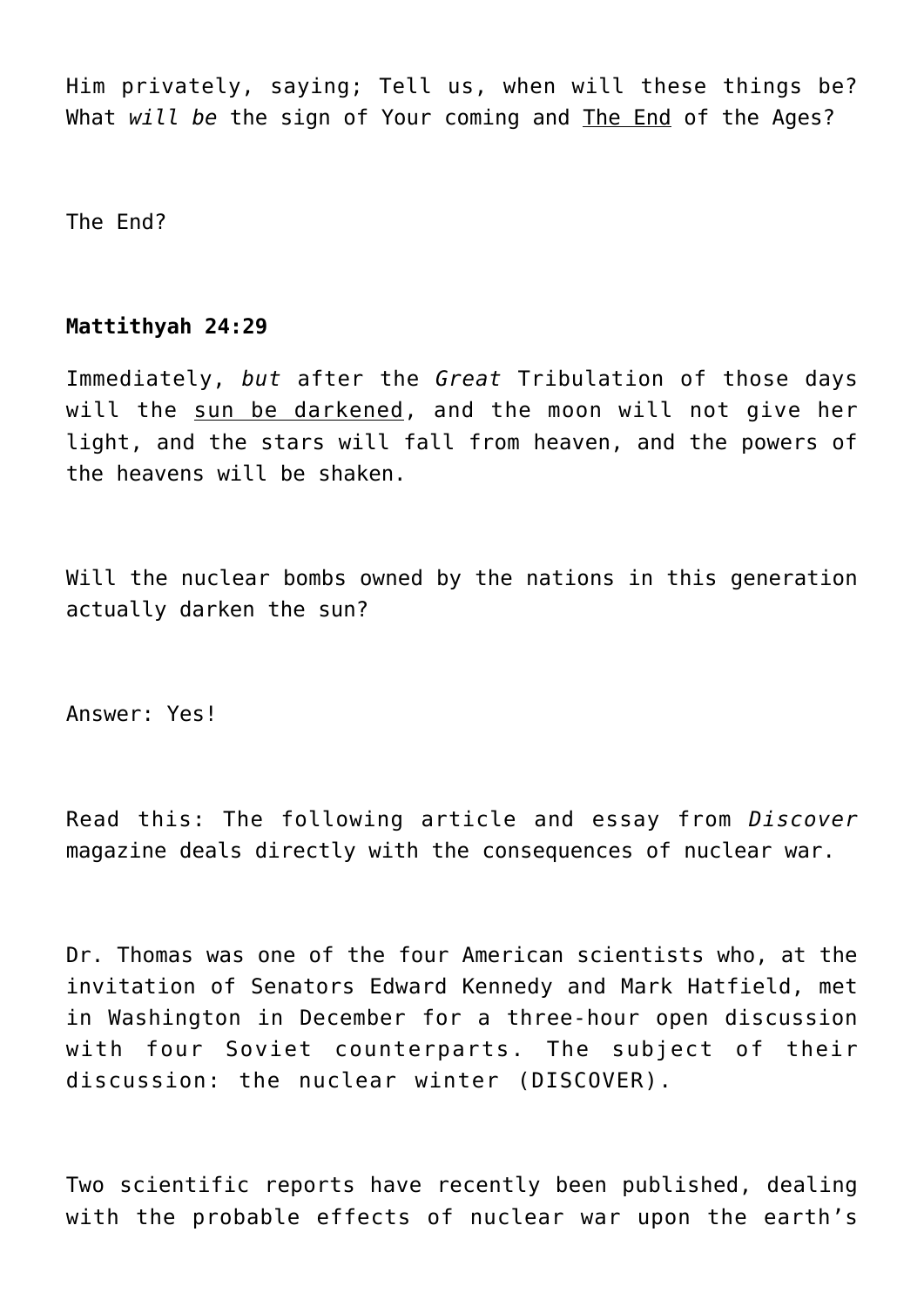Him privately, saying; Tell us, when will these things be? What *will be* the sign of Your coming and The End of the Ages?

The End?

**Mattithyah 24:29**

Immediately, *but* after the *Great* Tribulation of those days will the sun be darkened, and the moon will not give her light, and the stars will fall from heaven, and the powers of the heavens will be shaken.

Will the nuclear bombs owned by the nations in this generation actually darken the sun?

Answer: Yes!

Read this: The following article and essay from *Discover* magazine deals directly with the consequences of nuclear war.

Dr. Thomas was one of the four American scientists who, at the invitation of Senators Edward Kennedy and Mark Hatfield, met in Washington in December for a three-hour open discussion with four Soviet counterparts. The subject of their discussion: the nuclear winter (DISCOVER).

Two scientific reports have recently been published, dealing with the probable effects of nuclear war upon the earth's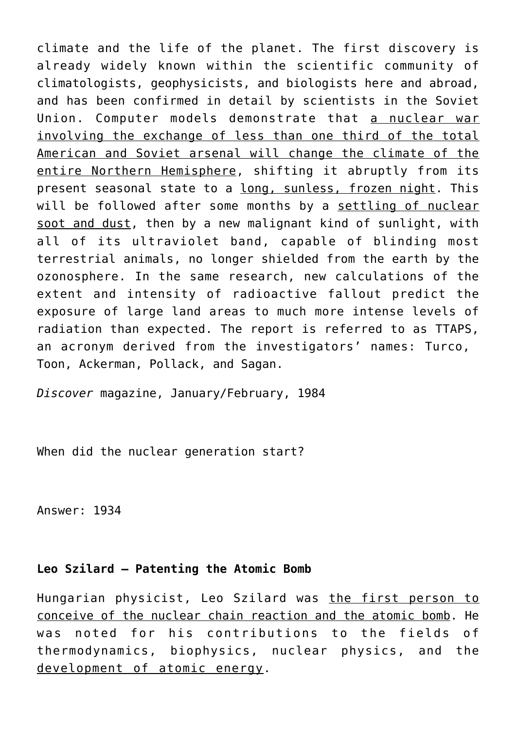climate and the life of the planet. The first discovery is already widely known within the scientific community of climatologists, geophysicists, and biologists here and abroad, and has been confirmed in detail by scientists in the Soviet Union. Computer models demonstrate that <u>a nuclear war involving the exchange of less than one third of the total American and Soviet arsenal will change the climate of the entire Northern Hemisphere</u>, shifting it abruptly from its present seasonal state to a <u>long, sunless, frozen night</u>. This will be followed after some months by a <u>settling of nuclear soot and dust</u>, then by a new malignant kind of sunlight, with all of its ultraviolet band, capable of blinding most terrestrial animals, no longer shielded from the earth by the ozonosphere. In the same research, new calculations of the extent and intensity of radioactive fallout predict the exposure of large land areas to much more intense levels of radiation than expected. The report is referred to as TTAPS, an acronym derived from the investigators' names: Turco, Toon, Ackerman, Pollack, and Sagan.

*Discover* magazine, January/February, 1984

When did the nuclear generation start?

Answer: 1934

**Leo Szilard – Patenting the Atomic Bomb**

Hungarian physicist, Leo Szilard was <u>the first person to conceive of the nuclear chain reaction and the atomic bomb</u>. He was noted for his contributions to the fields of thermodynamics, biophysics, nuclear physics, and the <u>development of atomic energy</u>.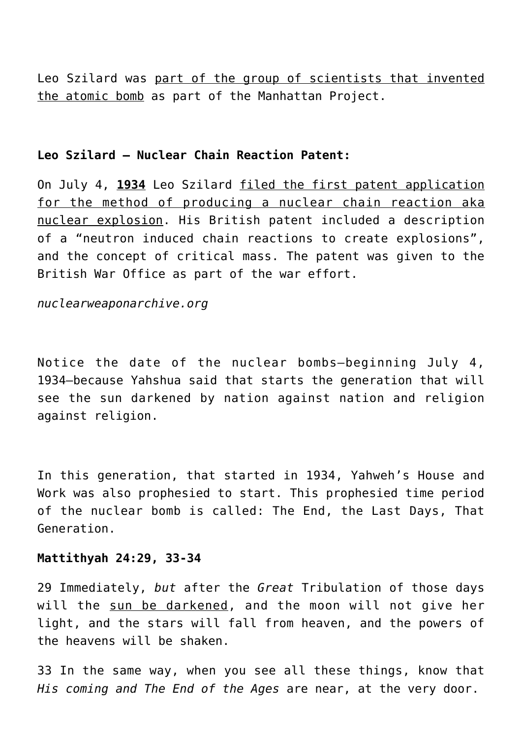Leo Szilard was part of the group of scientists that invented the atomic bomb as part of the Manhattan Project.

**Leo Szilard – Nuclear Chain Reaction Patent:**

On July 4, **1934** Leo Szilard filed the first patent application for the method of producing a nuclear chain reaction aka nuclear explosion. His British patent included a description of a "neutron induced chain reactions to create explosions", and the concept of critical mass. The patent was given to the British War Office as part of the war effort.

*nuclearweaponarchive.org*

Notice the date of the nuclear bombs—beginning July 4, 1934—because Yahshua said that starts the generation that will see the sun darkened by nation against nation and religion against religion.

In this generation, that started in 1934, Yahweh's House and Work was also prophesied to start. This prophesied time period of the nuclear bomb is called: The End, the Last Days, That Generation.

**Mattithyah 24:29, 33-34**

29 Immediately, *but* after the *Great* Tribulation of those days will the sun be darkened, and the moon will not give her light, and the stars will fall from heaven, and the powers of the heavens will be shaken.

33 In the same way, when you see all these things, know that *His coming and The End of the Ages* are near, at the very door.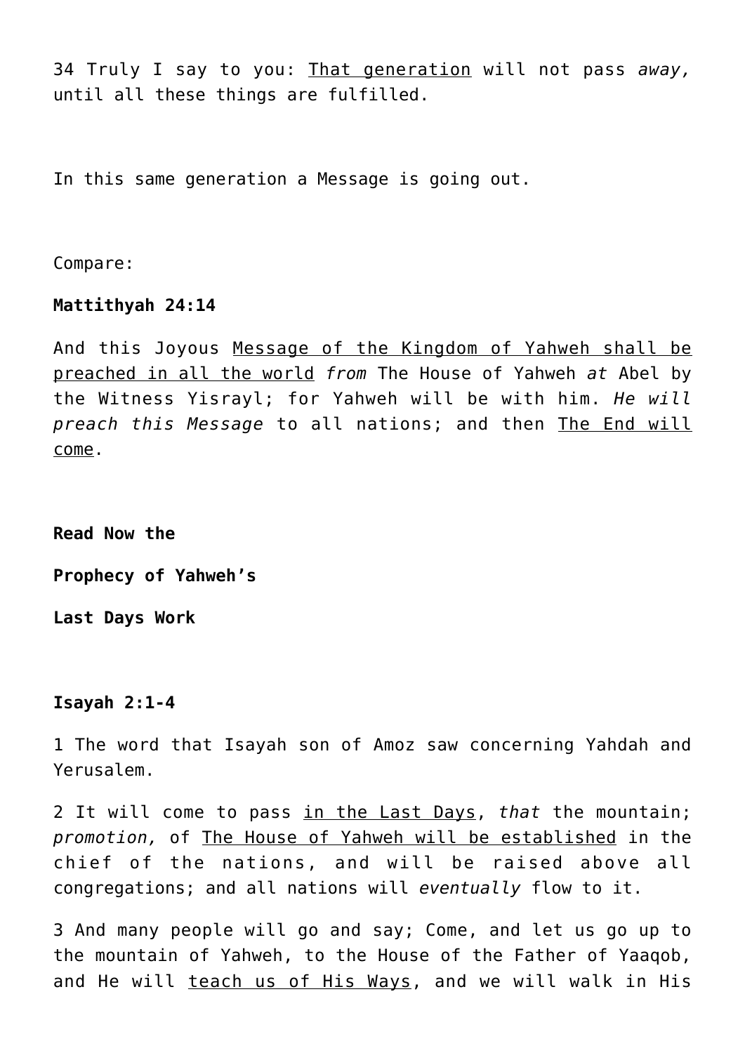34 Truly I say to you: <u>That generation</u> will not pass *away,* until all these things are fulfilled.

In this same generation a Message is going out.

Compare:

**Mattithyah 24:14**

And this Joyous <u>Message of the Kingdom of Yahweh shall be preached in all the world</u> *from* The House of Yahweh *at* Abel by the Witness Yisrayl; for Yahweh will be with him. *He will preach this Message* to all nations; and then <u>The End will come</u>.

**Read Now the**

**Prophecy of Yahweh's**

**Last Days Work**

**Isayah 2:1-4**

1 The word that Isayah son of Amoz saw concerning Yahdah and Yerusalem.

2 It will come to pass <u>in the Last Days</u>, *that* the mountain; *promotion,* of <u>The House of Yahweh will be established</u> in the chief of the nations, and will be raised above all congregations; and all nations will *eventually* flow to it.

3 And many people will go and say; Come, and let us go up to the mountain of Yahweh, to the House of the Father of Yaaqob, and He will <u>teach us of His Ways</u>, and we will walk in His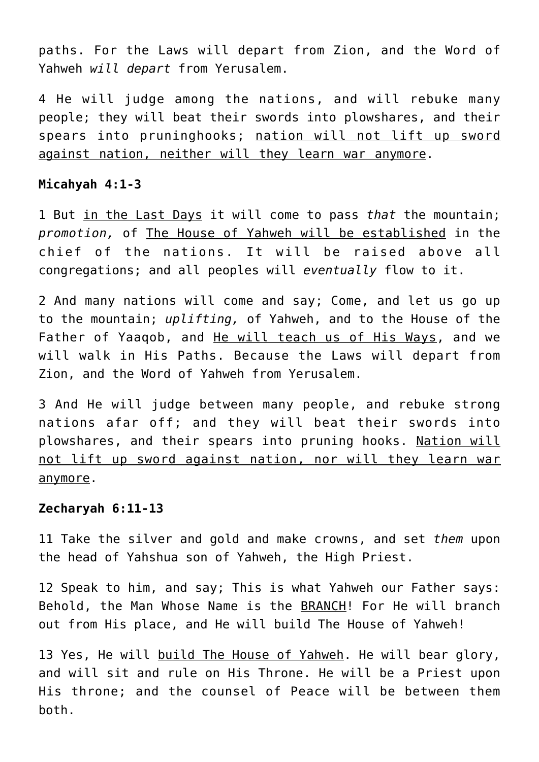paths. For the Laws will depart from Zion, and the Word of Yahweh *will depart* from Yerusalem.

4 He will judge among the nations, and will rebuke many people; they will beat their swords into plowshares, and their spears into pruninghooks; <u>nation will not lift up sword against nation, neither will they learn war anymore</u>.

**Micahyah 4:1-3**

1 But <u>in the Last Days</u> it will come to pass *that* the mountain; *promotion,* of <u>The House of Yahweh will be established</u> in the chief of the nations. It will be raised above all congregations; and all peoples will *eventually* flow to it.

2 And many nations will come and say; Come, and let us go up to the mountain; *uplifting,* of Yahweh, and to the House of the Father of Yaaqob, and <u>He will teach us of His Ways</u>, and we will walk in His Paths. Because the Laws will depart from Zion, and the Word of Yahweh from Yerusalem.

3 And He will judge between many people, and rebuke strong nations afar off; and they will beat their swords into plowshares, and their spears into pruning hooks. <u>Nation will not lift up sword against nation, nor will they learn war anymore</u>.

**Zecharyah 6:11-13**

11 Take the silver and gold and make crowns, and set *them* upon the head of Yahshua son of Yahweh, the High Priest.

12 Speak to him, and say; This is what Yahweh our Father says: Behold, the Man Whose Name is the <u>BRANCH</u>! For He will branch out from His place, and He will build The House of Yahweh!

13 Yes, He will <u>build The House of Yahweh</u>. He will bear glory, and will sit and rule on His Throne. He will be a Priest upon His throne; and the counsel of Peace will be between them both.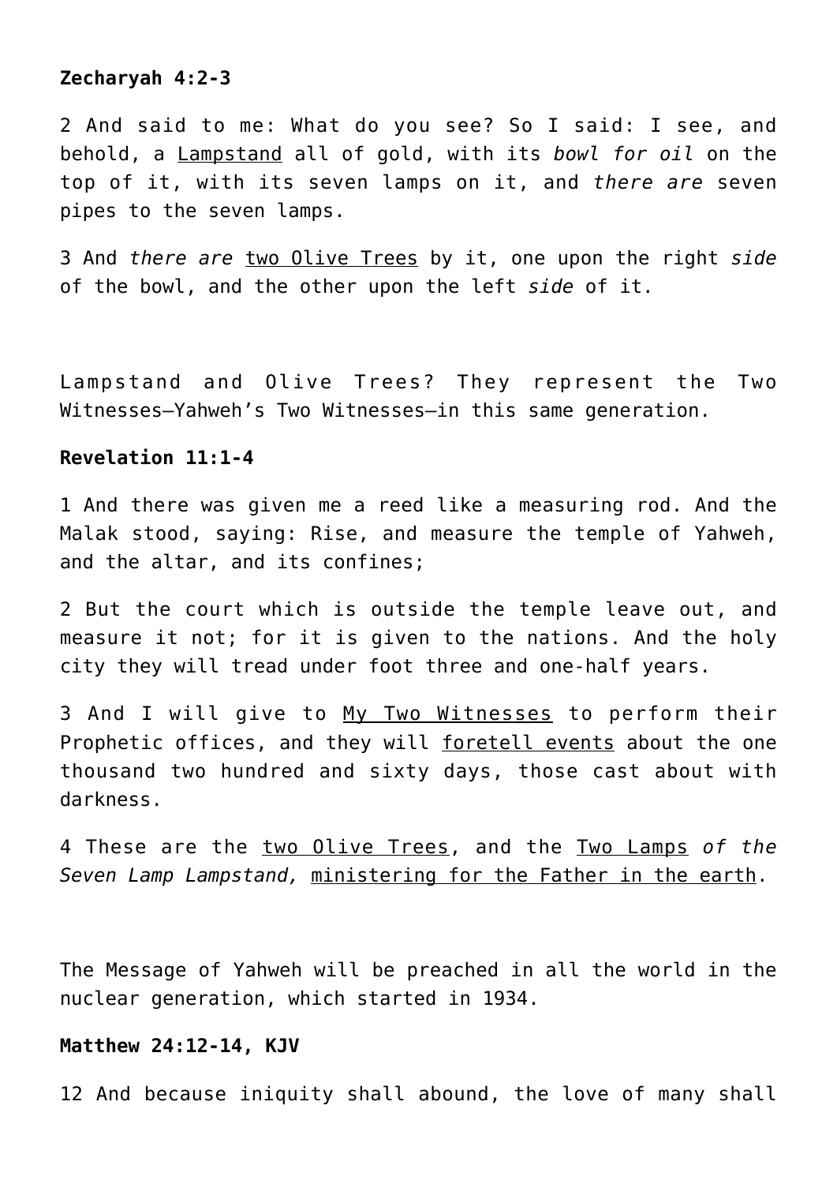**Zecharyah 4:2-3**

2 And said to me: What do you see? So I said: I see, and behold, a <u>Lampstand</u> all of gold, with its *bowl for oil* on the top of it, with its seven lamps on it, and *there are* seven pipes to the seven lamps.

3 And *there are* <u>two Olive Trees</u> by it, one upon the right *side* of the bowl, and the other upon the left *side* of it.

Lampstand and Olive Trees? They represent the Two Witnesses—Yahweh's Two Witnesses—in this same generation.

**Revelation 11:1-4**

1 And there was given me a reed like a measuring rod. And the Malak stood, saying: Rise, and measure the temple of Yahweh, and the altar, and its confines;

2 But the court which is outside the temple leave out, and measure it not; for it is given to the nations. And the holy city they will tread under foot three and one-half years.

3 And I will give to <u>My Two Witnesses</u> to perform their Prophetic offices, and they will <u>foretell events</u> about the one thousand two hundred and sixty days, those cast about with darkness.

4 These are the <u>two Olive Trees</u>, and the <u>Two Lamps</u> *of the Seven Lamp Lampstand,* <u>ministering for the Father in the earth</u>.

The Message of Yahweh will be preached in all the world in the nuclear generation, which started in 1934.

**Matthew 24:12-14, KJV**

12 And because iniquity shall abound, the love of many shall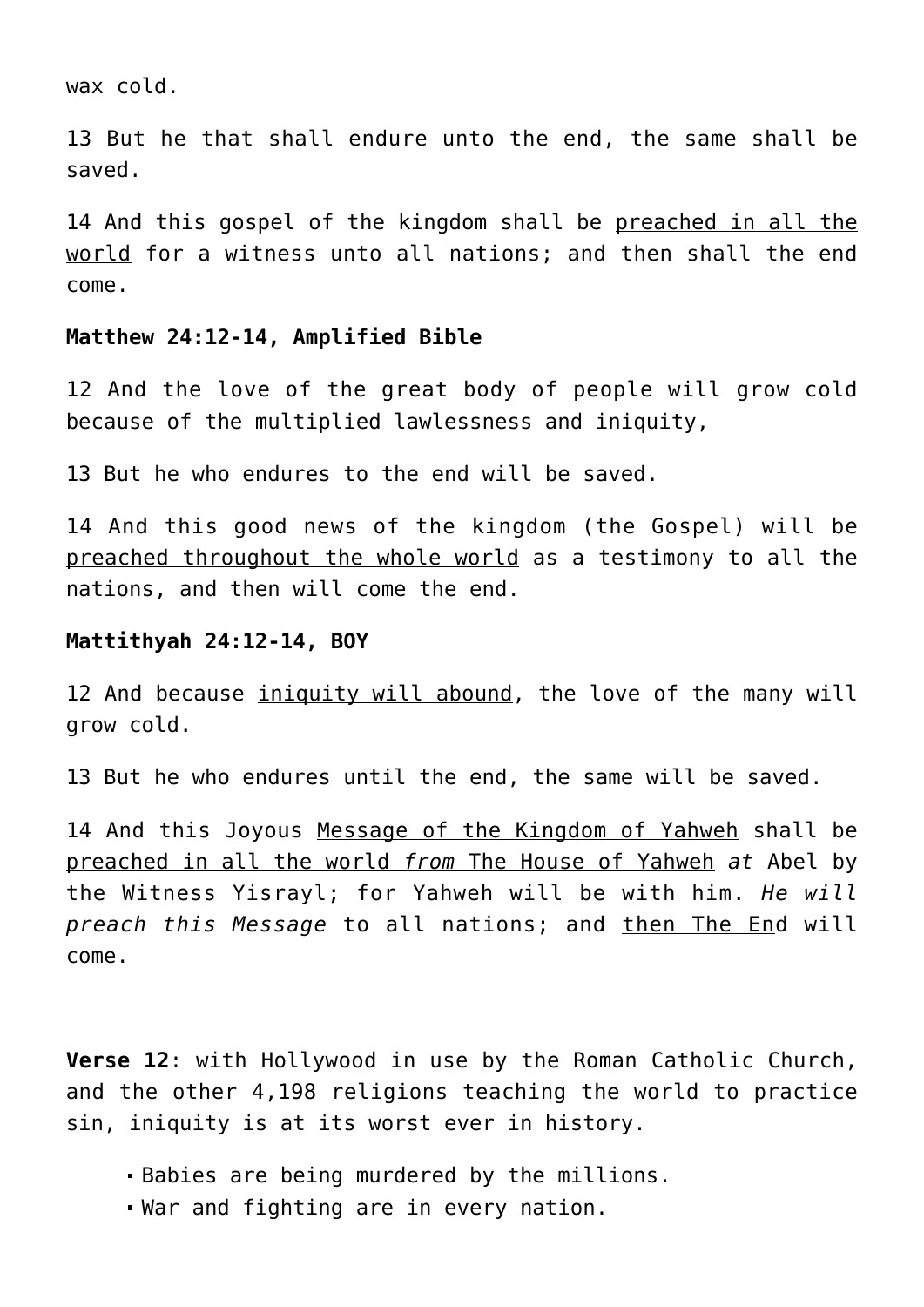wax cold.

13 But he that shall endure unto the end, the same shall be saved.

14 And this gospel of the kingdom shall be <u>preached in all the world</u> for a witness unto all nations; and then shall the end come.

**Matthew 24:12-14, Amplified Bible**

12 And the love of the great body of people will grow cold because of the multiplied lawlessness and iniquity,

13 But he who endures to the end will be saved.

14 And this good news of the kingdom (the Gospel) will be <u>preached throughout the whole world</u> as a testimony to all the nations, and then will come the end.

**Mattithyah 24:12-14, BOY**

12 And because <u>iniquity will abound</u>, the love of the many will grow cold.

13 But he who endures until the end, the same will be saved.

14 And this Joyous <u>Message of the Kingdom of Yahweh</u> shall be <u>preached in all the world *from* The House of Yahweh</u> *at* Abel by the Witness Yisrayl; for Yahweh will be with him. *He will preach this Message* to all nations; and <u>then The En</u>d will come.

**Verse 12**: with Hollywood in use by the Roman Catholic Church, and the other 4,198 religions teaching the world to practice sin, iniquity is at its worst ever in history.

- Babies are being murdered by the millions.
- War and fighting are in every nation.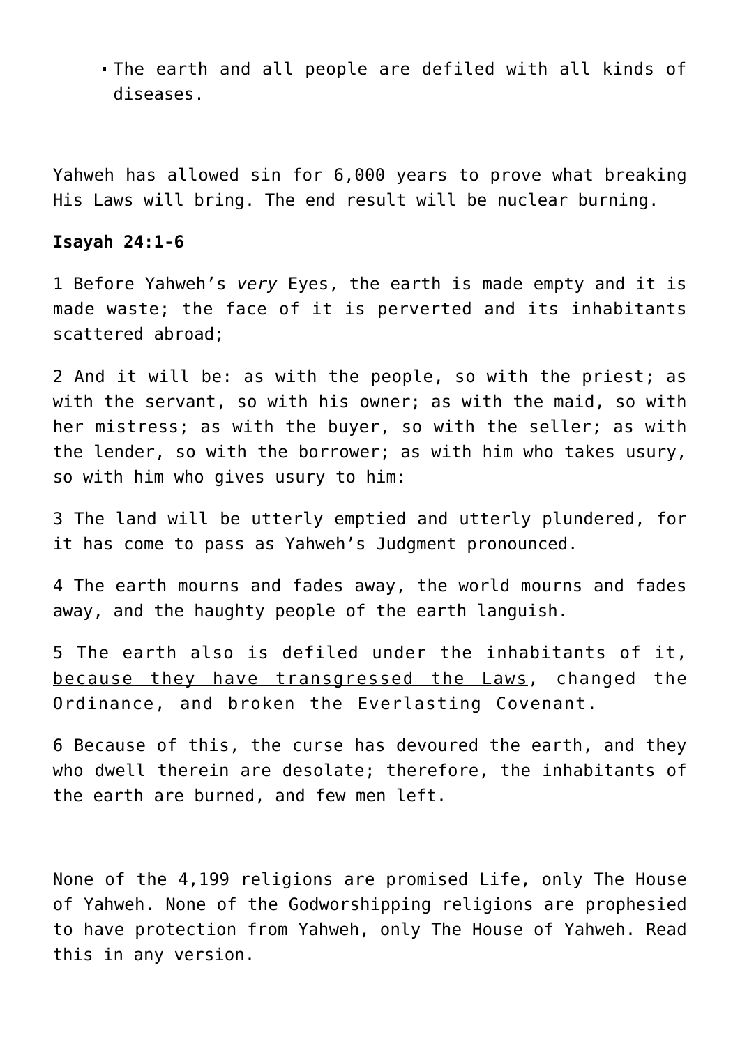- The earth and all people are defiled with all kinds of diseases.

Yahweh has allowed sin for 6,000 years to prove what breaking His Laws will bring. The end result will be nuclear burning.

**Isayah 24:1-6**

1 Before Yahweh's *very* Eyes, the earth is made empty and it is made waste; the face of it is perverted and its inhabitants scattered abroad;

2 And it will be: as with the people, so with the priest; as with the servant, so with his owner; as with the maid, so with her mistress; as with the buyer, so with the seller; as with the lender, so with the borrower; as with him who takes usury, so with him who gives usury to him:

3 The land will be <u>utterly emptied and utterly plundered</u>, for it has come to pass as Yahweh's Judgment pronounced.

4 The earth mourns and fades away, the world mourns and fades away, and the haughty people of the earth languish.

5 The earth also is defiled under the inhabitants of it, <u>because they have transgressed the Laws</u>, changed the Ordinance, and broken the Everlasting Covenant.

6 Because of this, the curse has devoured the earth, and they who dwell therein are desolate; therefore, the <u>inhabitants of the earth are burned</u>, and <u>few men left</u>.

None of the 4,199 religions are promised Life, only The House of Yahweh. None of the Godworshipping religions are prophesied to have protection from Yahweh, only The House of Yahweh. Read this in any version.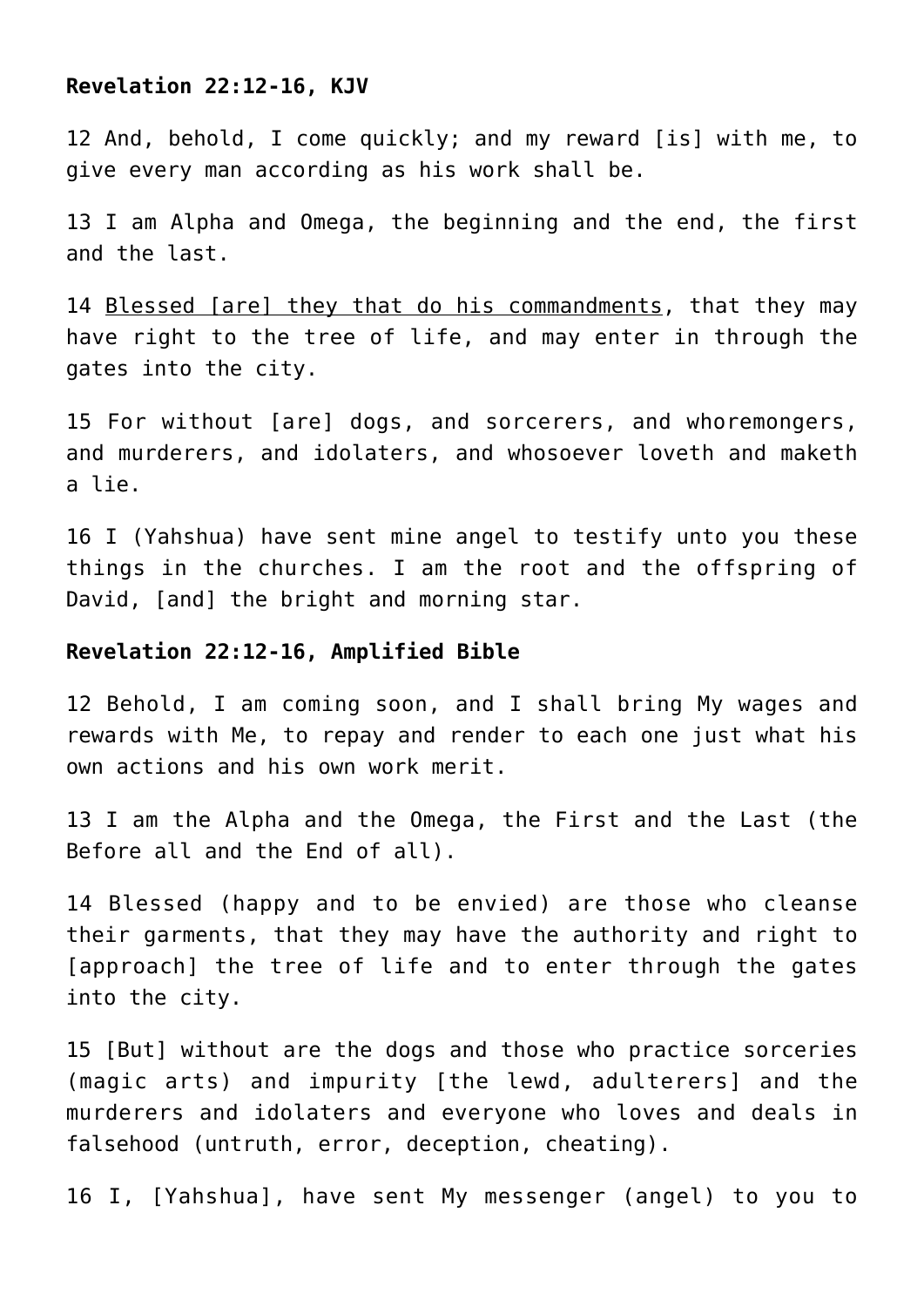**Revelation 22:12-16, KJV**

12 And, behold, I come quickly; and my reward [is] with me, to give every man according as his work shall be.

13 I am Alpha and Omega, the beginning and the end, the first and the last.

14 <u>Blessed [are] they that do his commandments</u>, that they may have right to the tree of life, and may enter in through the gates into the city.

15 For without [are] dogs, and sorcerers, and whoremongers, and murderers, and idolaters, and whosoever loveth and maketh a lie.

16 I (Yahshua) have sent mine angel to testify unto you these things in the churches. I am the root and the offspring of David, [and] the bright and morning star.

**Revelation 22:12-16, Amplified Bible**

12 Behold, I am coming soon, and I shall bring My wages and rewards with Me, to repay and render to each one just what his own actions and his own work merit.

13 I am the Alpha and the Omega, the First and the Last (the Before all and the End of all).

14 Blessed (happy and to be envied) are those who cleanse their garments, that they may have the authority and right to [approach] the tree of life and to enter through the gates into the city.

15 [But] without are the dogs and those who practice sorceries (magic arts) and impurity [the lewd, adulterers] and the murderers and idolaters and everyone who loves and deals in falsehood (untruth, error, deception, cheating).

16 I, [Yahshua], have sent My messenger (angel) to you to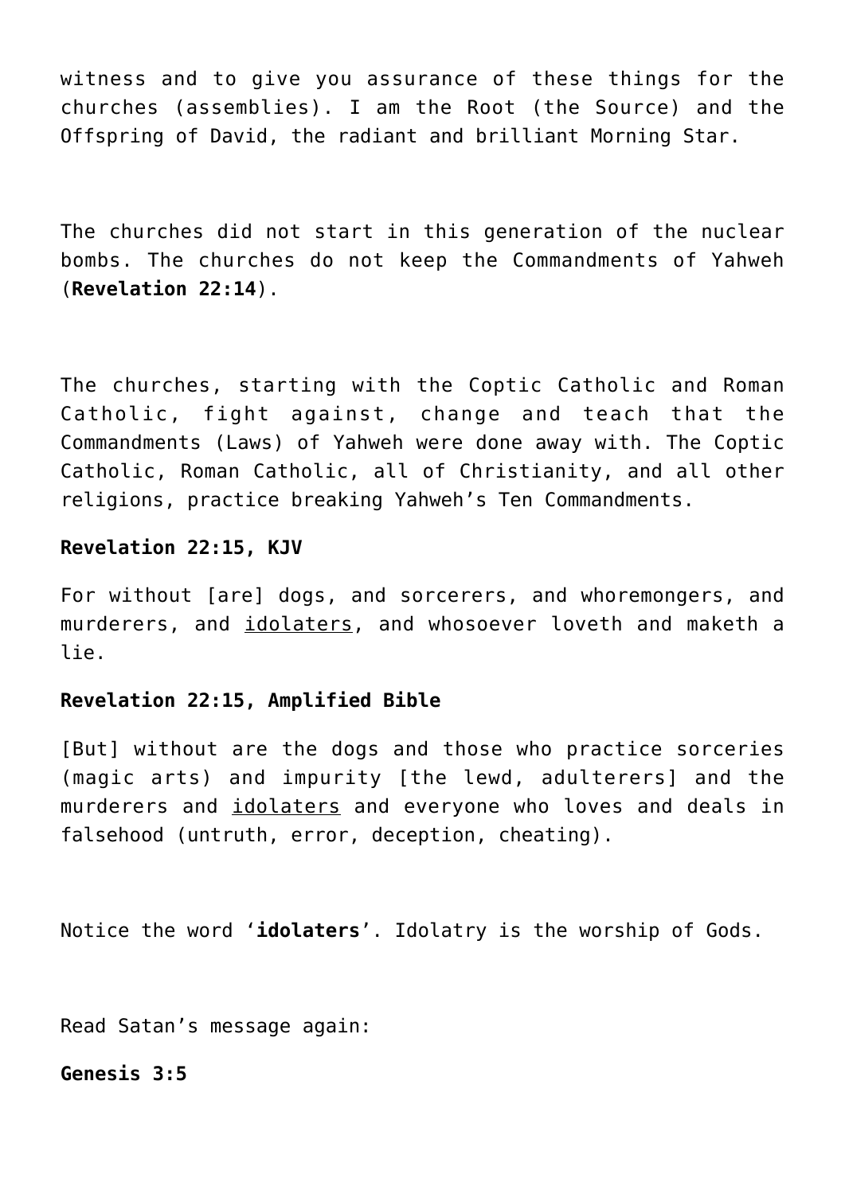witness and to give you assurance of these things for the churches (assemblies). I am the Root (the Source) and the Offspring of David, the radiant and brilliant Morning Star.

The churches did not start in this generation of the nuclear bombs. The churches do not keep the Commandments of Yahweh (**Revelation 22:14**).

The churches, starting with the Coptic Catholic and Roman Catholic, fight against, change and teach that the Commandments (Laws) of Yahweh were done away with. The Coptic Catholic, Roman Catholic, all of Christianity, and all other religions, practice breaking Yahweh's Ten Commandments.

**Revelation 22:15, KJV**

For without [are] dogs, and sorcerers, and whoremongers, and murderers, and <u>idolaters</u>, and whosoever loveth and maketh a lie.

**Revelation 22:15, Amplified Bible**

[But] without are the dogs and those who practice sorceries (magic arts) and impurity [the lewd, adulterers] and the murderers and <u>idolaters</u> and everyone who loves and deals in falsehood (untruth, error, deception, cheating).

Notice the word '**idolaters**'. Idolatry is the worship of Gods.

Read Satan's message again:

**Genesis 3:5**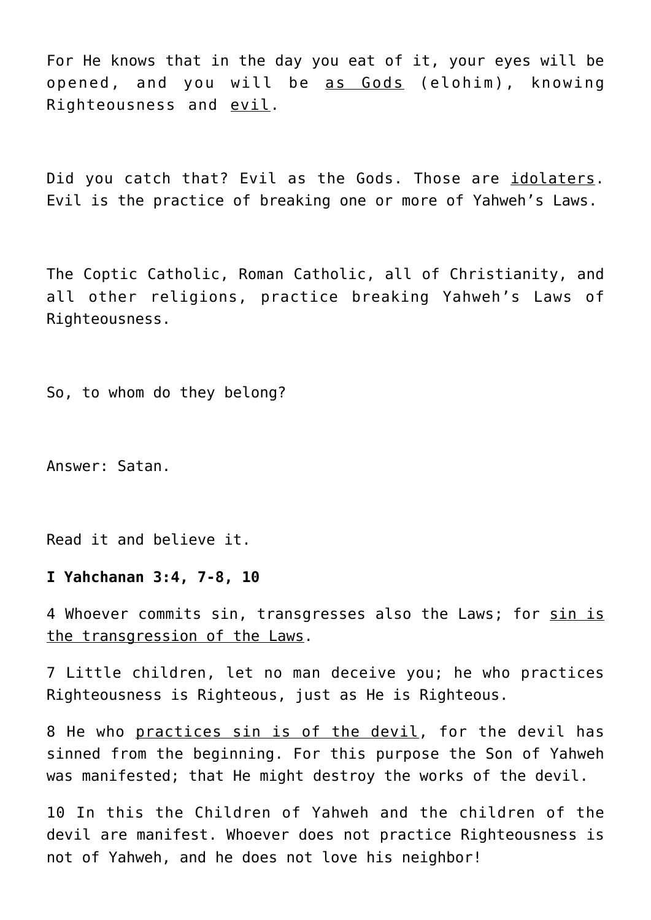For He knows that in the day you eat of it, your eyes will be opened, and you will be <u>as Gods</u> (elohim), knowing Righteousness and <u>evil</u>.

Did you catch that? Evil as the Gods. Those are <u>idolaters</u>. Evil is the practice of breaking one or more of Yahweh's Laws.

The Coptic Catholic, Roman Catholic, all of Christianity, and all other religions, practice breaking Yahweh's Laws of Righteousness.

So, to whom do they belong?

Answer: Satan.

Read it and believe it.

**I Yahchanan 3:4, 7-8, 10**

4 Whoever commits sin, transgresses also the Laws; for <u>sin is the transgression of the Laws</u>.

7 Little children, let no man deceive you; he who practices Righteousness is Righteous, just as He is Righteous.

8 He who <u>practices sin is of the devil</u>, for the devil has sinned from the beginning. For this purpose the Son of Yahweh was manifested; that He might destroy the works of the devil.

10 In this the Children of Yahweh and the children of the devil are manifest. Whoever does not practice Righteousness is not of Yahweh, and he does not love his neighbor!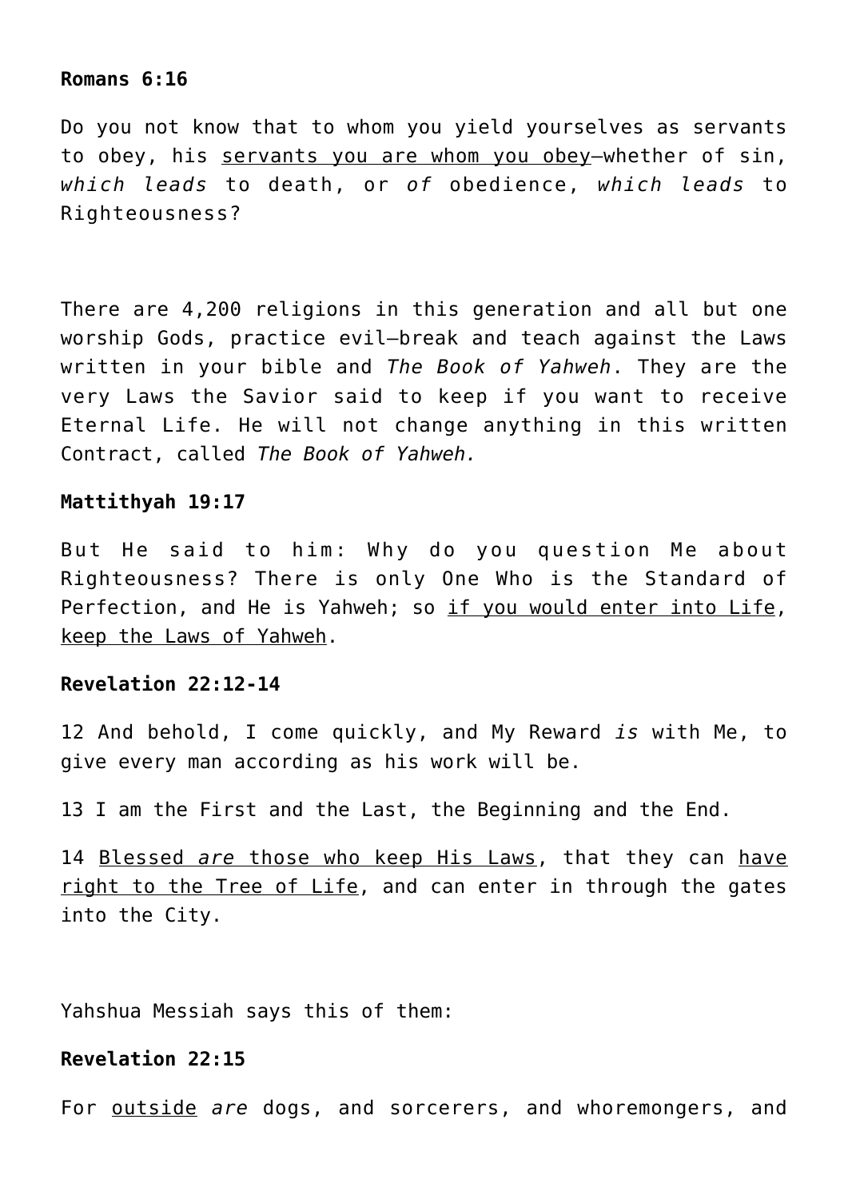**Romans 6:16**

Do you not know that to whom you yield yourselves as servants to obey, his <u>servants you are whom you obey</u>—whether of sin, *which leads* to death, or *of* obedience, *which leads* to Righteousness?

There are 4,200 religions in this generation and all but one worship Gods, practice evil—break and teach against the Laws written in your bible and *The Book of Yahweh*. They are the very Laws the Savior said to keep if you want to receive Eternal Life. He will not change anything in this written Contract, called *The Book of Yahweh.*

**Mattithyah 19:17**

But He said to him: Why do you question Me about Righteousness? There is only One Who is the Standard of Perfection, and He is Yahweh; so <u>if you would enter into Life</u>, <u>keep the Laws of Yahweh</u>.

**Revelation 22:12-14**

12 And behold, I come quickly, and My Reward *is* with Me, to give every man according as his work will be.

13 I am the First and the Last, the Beginning and the End.

14 <u>Blessed *are* those who keep His Laws</u>, that they can <u>have right to the Tree of Life</u>, and can enter in through the gates into the City.

Yahshua Messiah says this of them:

**Revelation 22:15**

For <u>outside</u> *are* dogs, and sorcerers, and whoremongers, and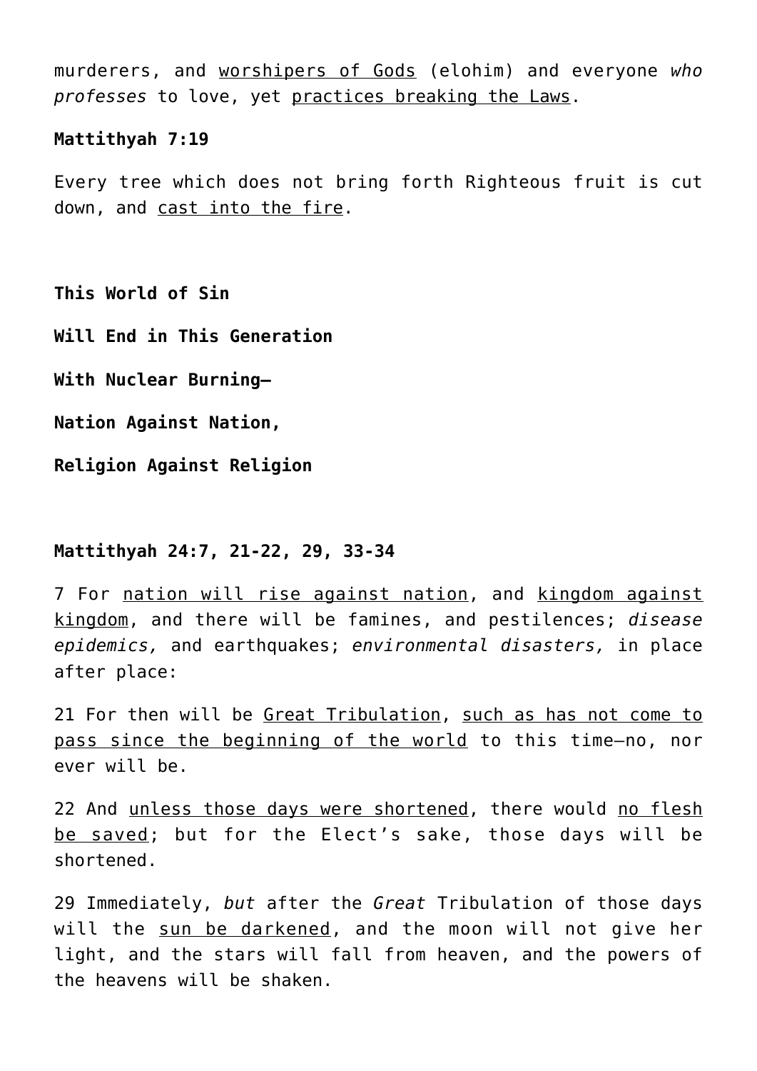murderers, and <u>worshipers of Gods</u> (elohim) and everyone *who professes* to love, yet <u>practices breaking the Laws</u>.

**Mattithyah 7:19**

Every tree which does not bring forth Righteous fruit is cut down, and <u>cast into the fire</u>.

**This World of Sin**

**Will End in This Generation**

**With Nuclear Burning—**

**Nation Against Nation,**

**Religion Against Religion**

**Mattithyah 24:7, 21-22, 29, 33-34**

7 For <u>nation will rise against nation</u>, and <u>kingdom against kingdom</u>, and there will be famines, and pestilences; *disease epidemics,* and earthquakes; *environmental disasters,* in place after place:

21 For then will be <u>Great Tribulation</u>, <u>such as has not come to pass since the beginning of the world</u> to this time—no, nor ever will be.

22 And <u>unless those days were shortened</u>, there would <u>no flesh be saved</u>; but for the Elect's sake, those days will be shortened.

29 Immediately, *but* after the *Great* Tribulation of those days will the <u>sun be darkened</u>, and the moon will not give her light, and the stars will fall from heaven, and the powers of the heavens will be shaken.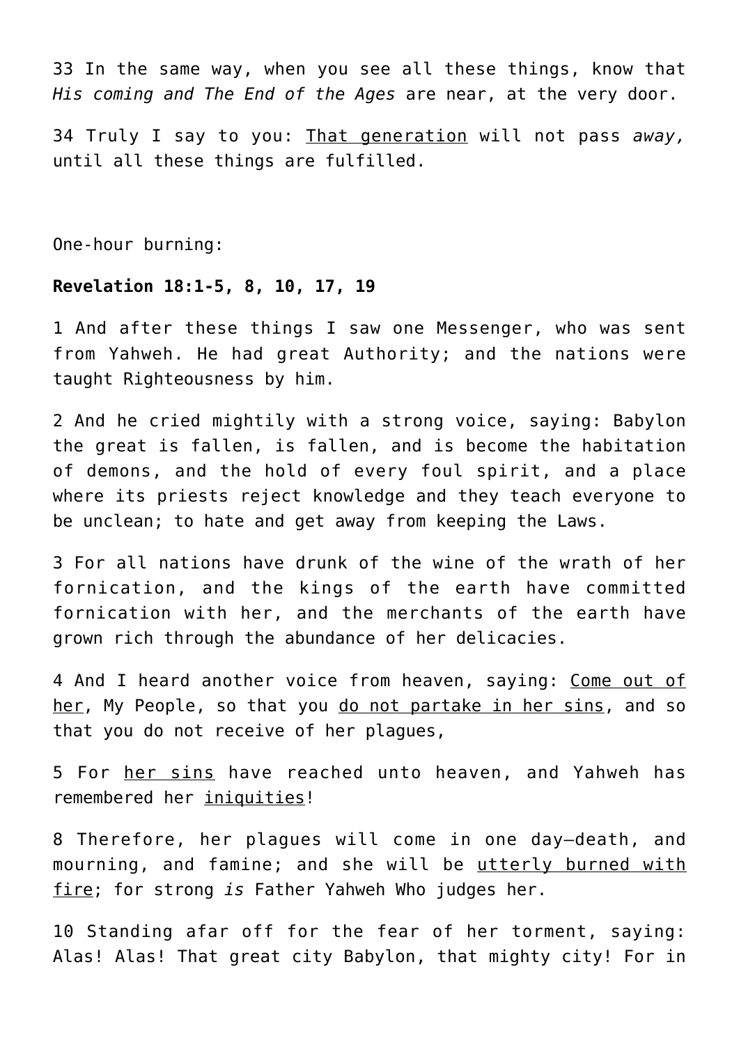33 In the same way, when you see all these things, know that *His coming and The End of the Ages* are near, at the very door.

34 Truly I say to you: <u>That generation</u> will not pass *away,* until all these things are fulfilled.

One-hour burning:

**Revelation 18:1-5, 8, 10, 17, 19**

1 And after these things I saw one Messenger, who was sent from Yahweh. He had great Authority; and the nations were taught Righteousness by him.

2 And he cried mightily with a strong voice, saying: Babylon the great is fallen, is fallen, and is become the habitation of demons, and the hold of every foul spirit, and a place where its priests reject knowledge and they teach everyone to be unclean; to hate and get away from keeping the Laws.

3 For all nations have drunk of the wine of the wrath of her fornication, and the kings of the earth have committed fornication with her, and the merchants of the earth have grown rich through the abundance of her delicacies.

4 And I heard another voice from heaven, saying: <u>Come out of her</u>, My People, so that you <u>do not partake in her sins</u>, and so that you do not receive of her plagues,

5 For <u>her sins</u> have reached unto heaven, and Yahweh has remembered her <u>iniquities</u>!

8 Therefore, her plagues will come in one day—death, and mourning, and famine; and she will be <u>utterly burned with fire</u>; for strong *is* Father Yahweh Who judges her.

10 Standing afar off for the fear of her torment, saying: Alas! Alas! That great city Babylon, that mighty city! For in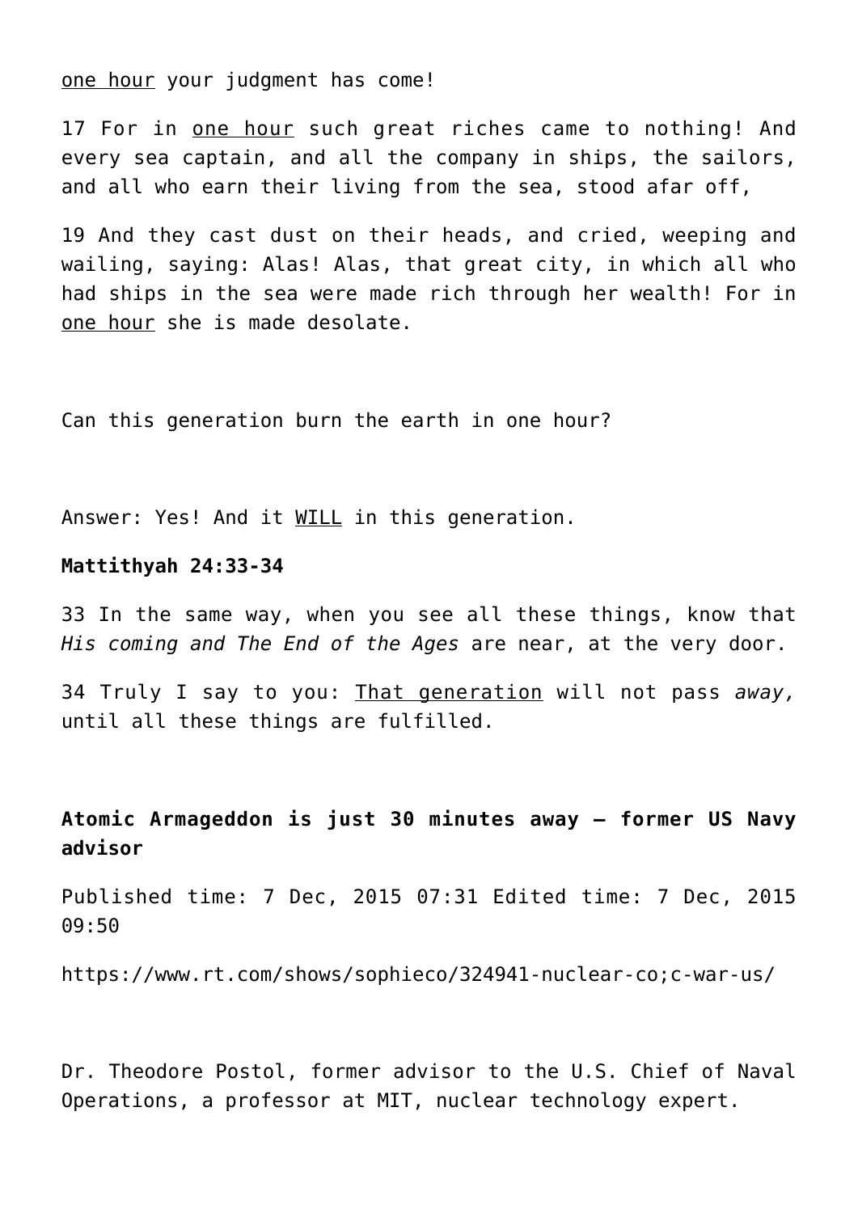<u>one hour</u> your judgment has come!

17 For in <u>one hour</u> such great riches came to nothing! And every sea captain, and all the company in ships, the sailors, and all who earn their living from the sea, stood afar off,

19 And they cast dust on their heads, and cried, weeping and wailing, saying: Alas! Alas, that great city, in which all who had ships in the sea were made rich through her wealth! For in <u>one hour</u> she is made desolate.

Can this generation burn the earth in one hour?

Answer: Yes! And it <u>WILL</u> in this generation.

**Mattithyah 24:33-34**

33 In the same way, when you see all these things, know that *His coming and The End of the Ages* are near, at the very door.

34 Truly I say to you: <u>That generation</u> will not pass *away,* until all these things are fulfilled.

**Atomic Armageddon is just 30 minutes away – former US Navy advisor**

Published time: 7 Dec, 2015 07:31 Edited time: 7 Dec, 2015 09:50

https://www.rt.com/shows/sophieco/324941-nuclear-co;c-war-us/

Dr. Theodore Postol, former advisor to the U.S. Chief of Naval Operations, a professor at MIT, nuclear technology expert.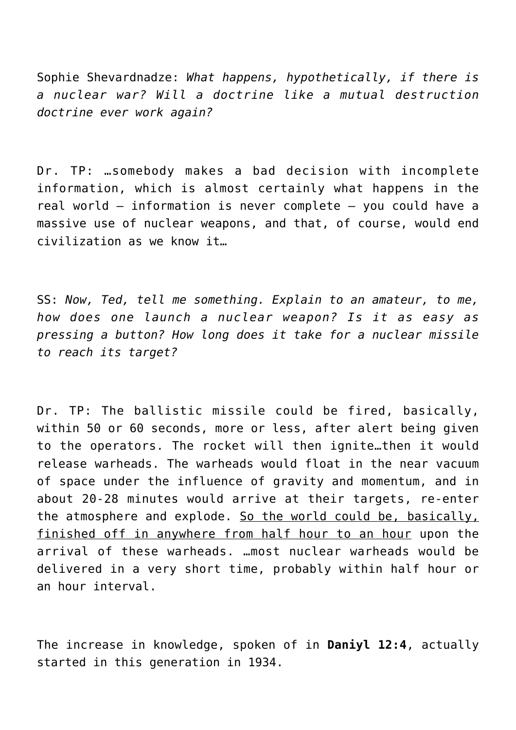Sophie Shevardnadze: *What happens, hypothetically, if there is a nuclear war? Will a doctrine like a mutual destruction doctrine ever work again?*

Dr. TP: …somebody makes a bad decision with incomplete information, which is almost certainly what happens in the real world – information is never complete – you could have a massive use of nuclear weapons, and that, of course, would end civilization as we know it…

SS: *Now, Ted, tell me something. Explain to an amateur, to me, how does one launch a nuclear weapon? Is it as easy as pressing a button? How long does it take for a nuclear missile to reach its target?*

Dr. TP: The ballistic missile could be fired, basically, within 50 or 60 seconds, more or less, after alert being given to the operators. The rocket will then ignite…then it would release warheads. The warheads would float in the near vacuum of space under the influence of gravity and momentum, and in about 20-28 minutes would arrive at their targets, re-enter the atmosphere and explode. <u>So the world could be, basically, finished off in anywhere from half hour to an hour</u> upon the arrival of these warheads. …most nuclear warheads would be delivered in a very short time, probably within half hour or an hour interval.

The increase in knowledge, spoken of in **Daniyl 12:4**, actually started in this generation in 1934.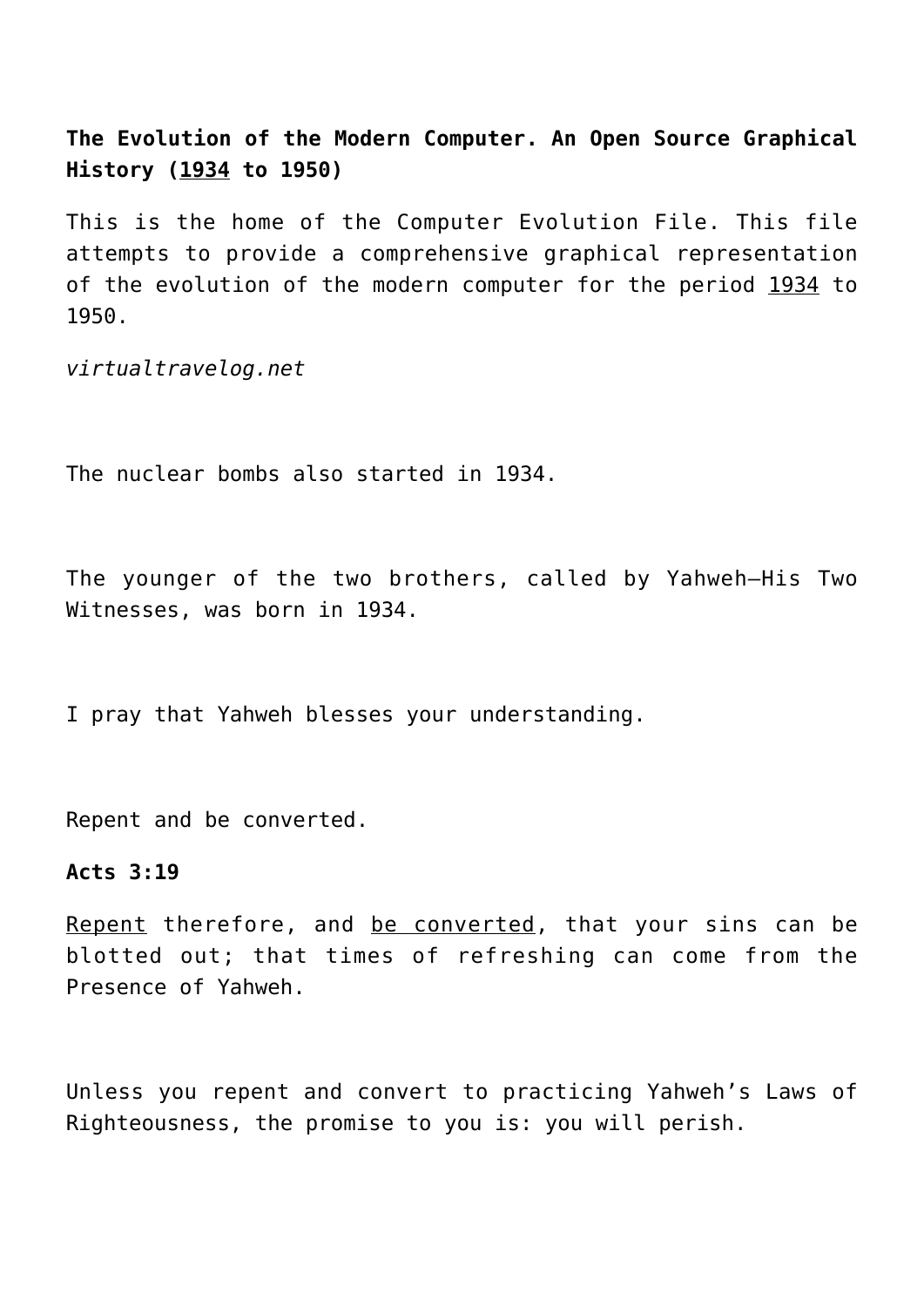**The Evolution of the Modern Computer. An Open Source Graphical History (1934 to 1950)**

This is the home of the Computer Evolution File. This file attempts to provide a comprehensive graphical representation of the evolution of the modern computer for the period 1934 to 1950.

*virtualtravelog.net*

The nuclear bombs also started in 1934.

The younger of the two brothers, called by Yahweh—His Two Witnesses, was born in 1934.

I pray that Yahweh blesses your understanding.

Repent and be converted.

**Acts 3:19**

Repent therefore, and be converted, that your sins can be blotted out; that times of refreshing can come from the Presence of Yahweh.

Unless you repent and convert to practicing Yahweh's Laws of Righteousness, the promise to you is: you will perish.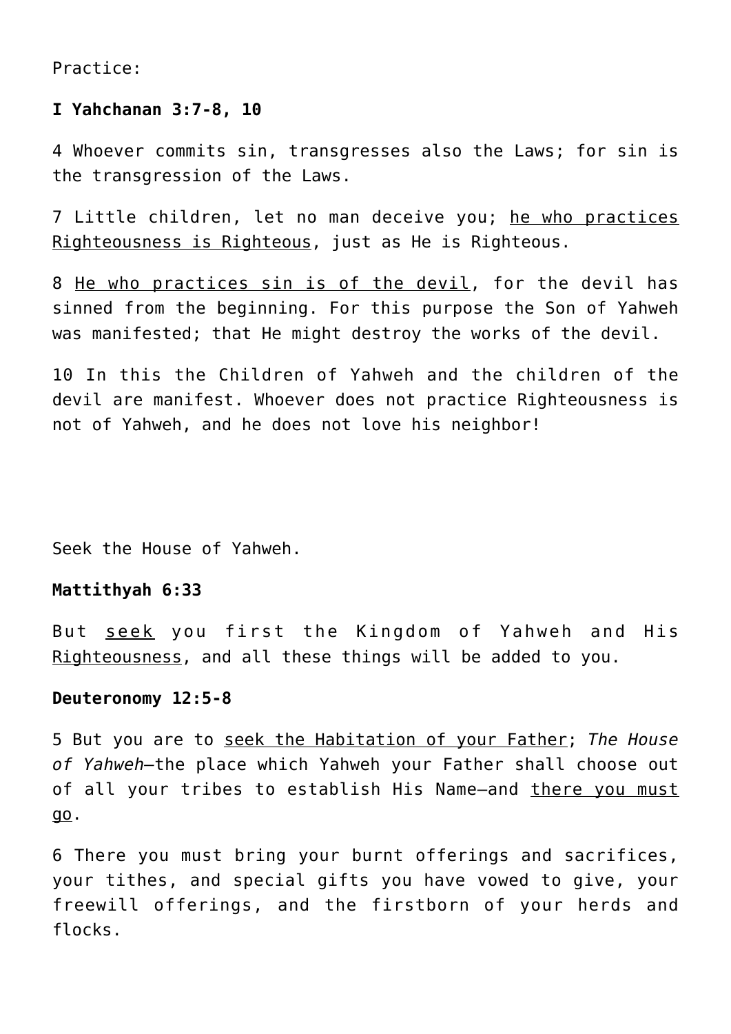Practice:

**I Yahchanan 3:7-8, 10**

4 Whoever commits sin, transgresses also the Laws; for sin is the transgression of the Laws.

7 Little children, let no man deceive you; <u>he who practices Righteousness is Righteous</u>, just as He is Righteous.

8 <u>He who practices sin is of the devil</u>, for the devil has sinned from the beginning. For this purpose the Son of Yahweh was manifested; that He might destroy the works of the devil.

10 In this the Children of Yahweh and the children of the devil are manifest. Whoever does not practice Righteousness is not of Yahweh, and he does not love his neighbor!

Seek the House of Yahweh.

**Mattithyah 6:33**

But <u>seek</u> you first the Kingdom of Yahweh and His <u>Righteousness</u>, and all these things will be added to you.

**Deuteronomy 12:5-8**

5 But you are to <u>seek the Habitation of your Father</u>; *The House of Yahweh*—the place which Yahweh your Father shall choose out of all your tribes to establish His Name—and <u>there you must go</u>.

6 There you must bring your burnt offerings and sacrifices, your tithes, and special gifts you have vowed to give, your freewill offerings, and the firstborn of your herds and flocks.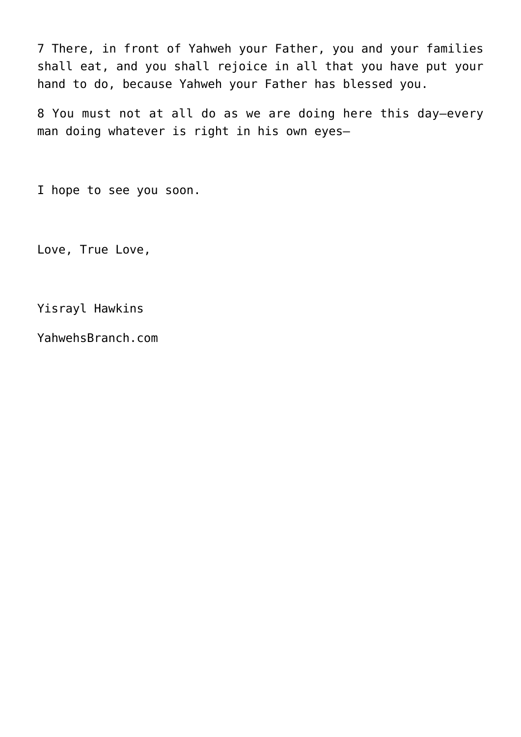7 There, in front of Yahweh your Father, you and your families shall eat, and you shall rejoice in all that you have put your hand to do, because Yahweh your Father has blessed you.

8 You must not at all do as we are doing here this day—every man doing whatever is right in his own eyes—

I hope to see you soon.

Love, True Love,

Yisrayl Hawkins

YahwehsBranch.com